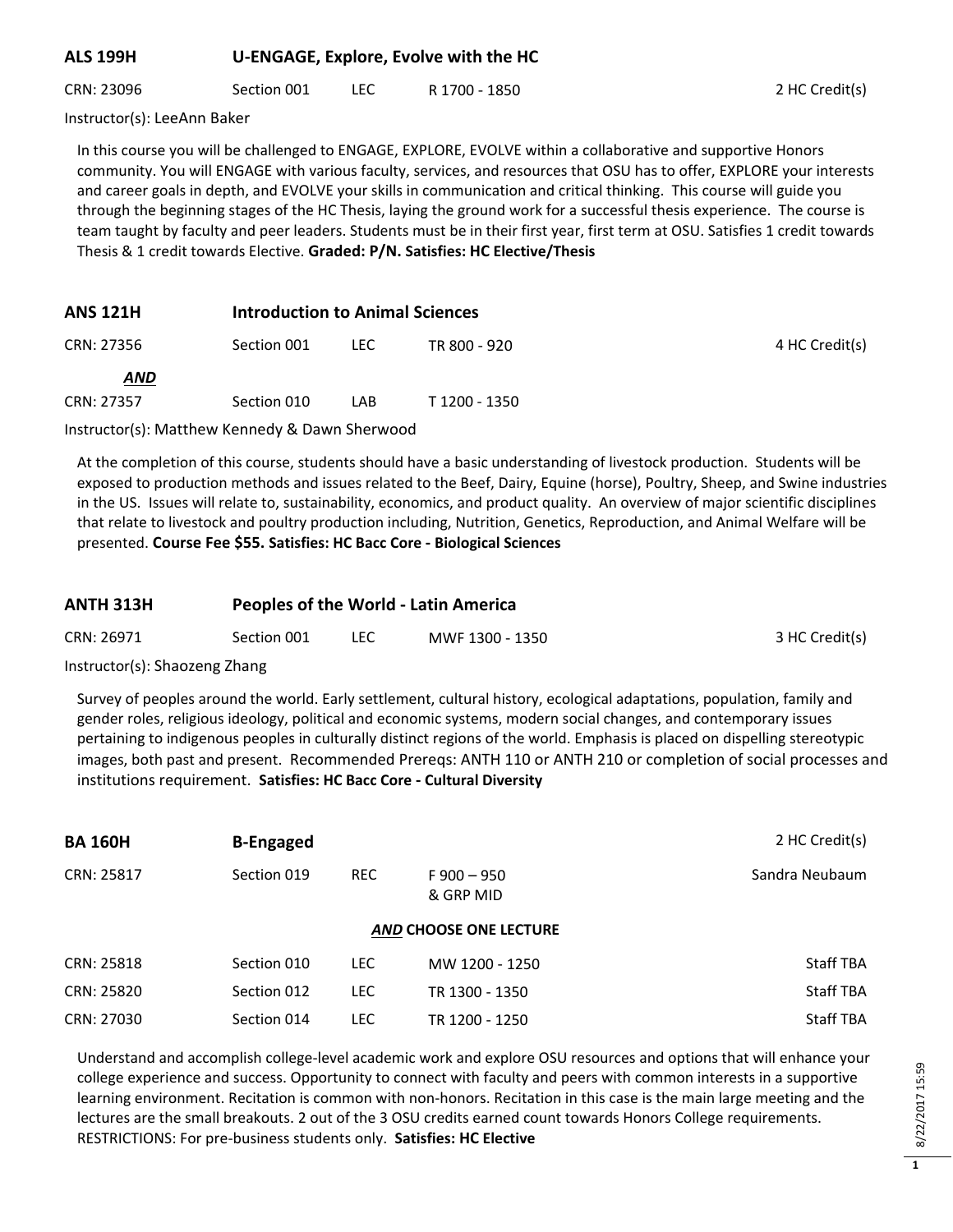## ALS 199H U-ENGAGE, Explore, Evolve with the HC

| CRN | Section | Type | Time | Credits |
|---|---|---|---|---|
| CRN: 23096 | Section 001 | LEC | R 1700 - 1850 | 2 HC Credit(s) |

Instructor(s): LeeAnn Baker

In this course you will be challenged to ENGAGE, EXPLORE, EVOLVE within a collaborative and supportive Honors community. You will ENGAGE with various faculty, services, and resources that OSU has to offer, EXPLORE your interests and career goals in depth, and EVOLVE your skills in communication and critical thinking. This course will guide you through the beginning stages of the HC Thesis, laying the ground work for a successful thesis experience. The course is team taught by faculty and peer leaders. Students must be in their first year, first term at OSU. Satisfies 1 credit towards Thesis & 1 credit towards Elective. **Graded: P/N. Satisfies: HC Elective/Thesis**

## ANS 121H Introduction to Animal Sciences

| CRN | Section | Type | Time | Credits |
|---|---|---|---|---|
| CRN: 27356 | Section 001 | LEC | TR 800 - 920 | 4 HC Credit(s) |
| ***AND*** | | | | |
| CRN: 27357 | Section 010 | LAB | T 1200 - 1350 | |

Instructor(s): Matthew Kennedy & Dawn Sherwood

At the completion of this course, students should have a basic understanding of livestock production. Students will be exposed to production methods and issues related to the Beef, Dairy, Equine (horse), Poultry, Sheep, and Swine industries in the US. Issues will relate to, sustainability, economics, and product quality. An overview of major scientific disciplines that relate to livestock and poultry production including, Nutrition, Genetics, Reproduction, and Animal Welfare will be presented. **Course Fee $55. Satisfies: HC Bacc Core - Biological Sciences**

## ANTH 313H Peoples of the World - Latin America

| CRN | Section | Type | Time | Credits |
|---|---|---|---|---|
| CRN: 26971 | Section 001 | LEC | MWF 1300 - 1350 | 3 HC Credit(s) |

Instructor(s): Shaozeng Zhang

Survey of peoples around the world. Early settlement, cultural history, ecological adaptations, population, family and gender roles, religious ideology, political and economic systems, modern social changes, and contemporary issues pertaining to indigenous peoples in culturally distinct regions of the world. Emphasis is placed on dispelling stereotypic images, both past and present. Recommended Prereqs: ANTH 110 or ANTH 210 or completion of social processes and institutions requirement. **Satisfies: HC Bacc Core - Cultural Diversity**

## BA 160H B-Engaged

2 HC Credit(s)

| CRN | Section | Type | Time | Instructor |
|---|---|---|---|---|
| CRN: 25817 | Section 019 | REC | F 900 – 950 & GRP MID | Sandra Neubaum |
| | | ***AND* CHOOSE ONE LECTURE** | | |
| CRN: 25818 | Section 010 | LEC | MW 1200 - 1250 | Staff TBA |
| CRN: 25820 | Section 012 | LEC | TR 1300 - 1350 | Staff TBA |
| CRN: 27030 | Section 014 | LEC | TR 1200 - 1250 | Staff TBA |

Understand and accomplish college-level academic work and explore OSU resources and options that will enhance your college experience and success. Opportunity to connect with faculty and peers with common interests in a supportive learning environment. Recitation is common with non-honors. Recitation in this case is the main large meeting and the lectures are the small breakouts. 2 out of the 3 OSU credits earned count towards Honors College requirements. RESTRICTIONS: For pre-business students only. **Satisfies: HC Elective**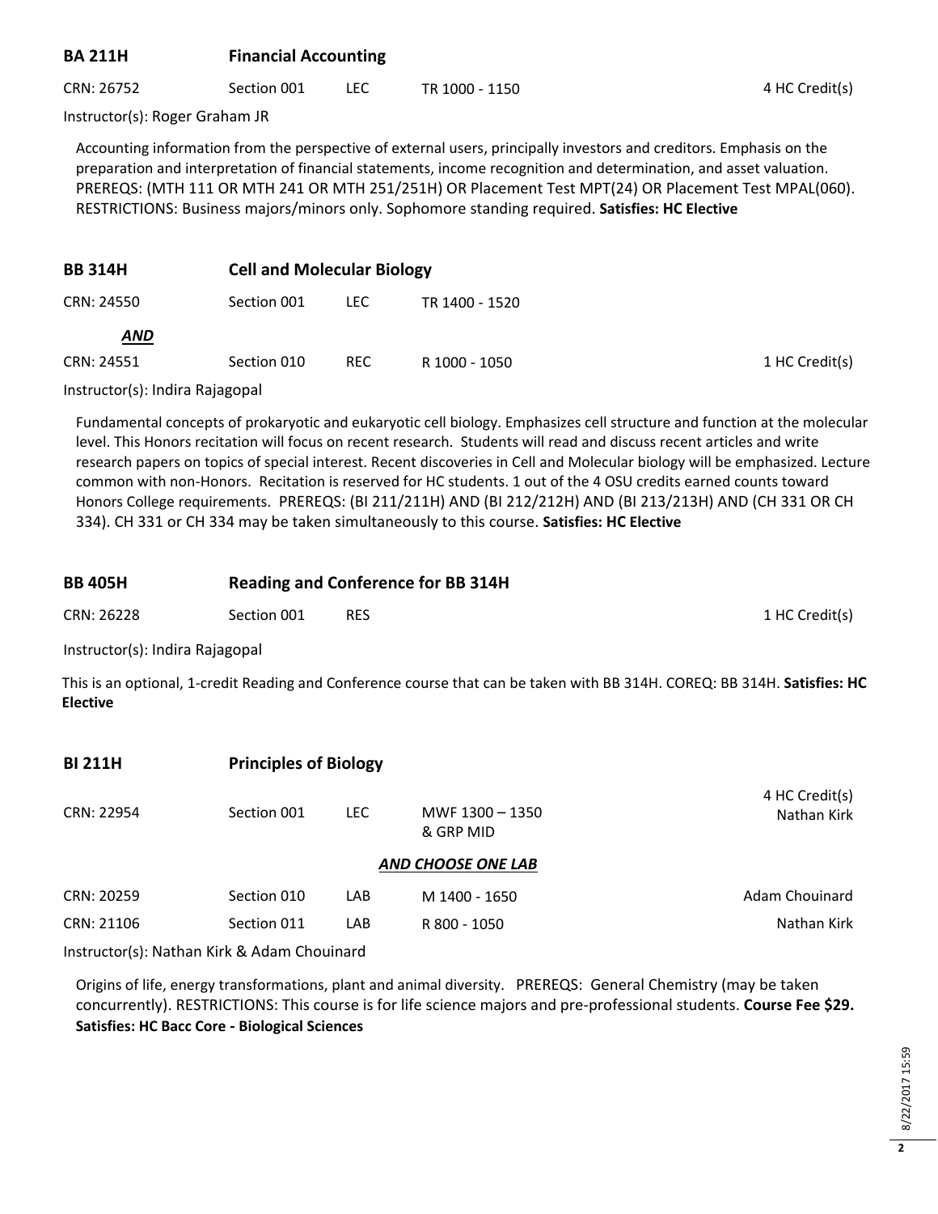## BA 211H Financial Accounting

| CRN | Section | Type | Time | Credits |
|---|---|---|---|---|
| CRN: 26752 | Section 001 | LEC | TR 1000 - 1150 | 4 HC Credit(s) |

Instructor(s): Roger Graham JR

Accounting information from the perspective of external users, principally investors and creditors. Emphasis on the preparation and interpretation of financial statements, income recognition and determination, and asset valuation. PREREQS: (MTH 111 OR MTH 241 OR MTH 251/251H) OR Placement Test MPT(24) OR Placement Test MPAL(060). RESTRICTIONS: Business majors/minors only. Sophomore standing required. **Satisfies: HC Elective**

## BB 314H Cell and Molecular Biology

| CRN | Section | Type | Time | Credits |
|---|---|---|---|---|
| CRN: 24550 | Section 001 | LEC | TR 1400 - 1520 | |
| ***AND*** | | | | |
| CRN: 24551 | Section 010 | REC | R 1000 - 1050 | 1 HC Credit(s) |

Instructor(s): Indira Rajagopal

Fundamental concepts of prokaryotic and eukaryotic cell biology. Emphasizes cell structure and function at the molecular level. This Honors recitation will focus on recent research. Students will read and discuss recent articles and write research papers on topics of special interest. Recent discoveries in Cell and Molecular biology will be emphasized. Lecture common with non-Honors. Recitation is reserved for HC students. 1 out of the 4 OSU credits earned counts toward Honors College requirements. PREREQS: (BI 211/211H) AND (BI 212/212H) AND (BI 213/213H) AND (CH 331 OR CH 334). CH 331 or CH 334 may be taken simultaneously to this course. **Satisfies: HC Elective**

## BB 405H Reading and Conference for BB 314H

| CRN | Section | Type | Time | Credits |
|---|---|---|---|---|
| CRN: 26228 | Section 001 | RES | | 1 HC Credit(s) |

Instructor(s): Indira Rajagopal

This is an optional, 1-credit Reading and Conference course that can be taken with BB 314H. COREQ: BB 314H. **Satisfies: HC Elective**

## BI 211H Principles of Biology

| CRN | Section | Type | Time | Credits / Instructor |
|---|---|---|---|---|
| CRN: 22954 | Section 001 | LEC | MWF 1300 – 1350 & GRP MID | 4 HC Credit(s) Nathan Kirk |
| ***AND CHOOSE ONE LAB*** | | | | |
| CRN: 20259 | Section 010 | LAB | M 1400 - 1650 | Adam Chouinard |
| CRN: 21106 | Section 011 | LAB | R 800 - 1050 | Nathan Kirk |

Instructor(s): Nathan Kirk & Adam Chouinard

Origins of life, energy transformations, plant and animal diversity. PREREQS: General Chemistry (may be taken concurrently). RESTRICTIONS: This course is for life science majors and pre-professional students. **Course Fee $29. Satisfies: HC Bacc Core - Biological Sciences**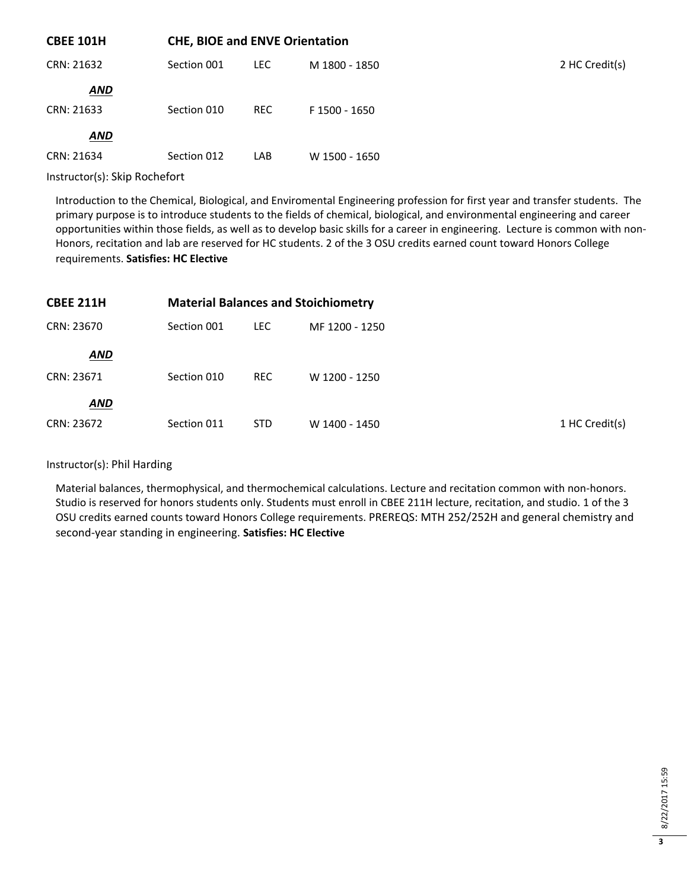## CBEE 101H CHE, BIOE and ENVE Orientation

| CRN | Section | Type | Time | Credits |
|---|---|---|---|---|
| CRN: 21632 | Section 001 | LEC | M 1800 - 1850 | 2 HC Credit(s) |
| ***AND*** | | | | |
| CRN: 21633 | Section 010 | REC | F 1500 - 1650 | |
| ***AND*** | | | | |
| CRN: 21634 | Section 012 | LAB | W 1500 - 1650 | |

Instructor(s): Skip Rochefort

Introduction to the Chemical, Biological, and Enviromental Engineering profession for first year and transfer students. The primary purpose is to introduce students to the fields of chemical, biological, and environmental engineering and career opportunities within those fields, as well as to develop basic skills for a career in engineering. Lecture is common with non-Honors, recitation and lab are reserved for HC students. 2 of the 3 OSU credits earned count toward Honors College requirements. **Satisfies: HC Elective**

## CBEE 211H Material Balances and Stoichiometry

| CRN | Section | Type | Time | Credits |
|---|---|---|---|---|
| CRN: 23670 | Section 001 | LEC | MF 1200 - 1250 | |
| ***AND*** | | | | |
| CRN: 23671 | Section 010 | REC | W 1200 - 1250 | |
| ***AND*** | | | | |
| CRN: 23672 | Section 011 | STD | W 1400 - 1450 | 1 HC Credit(s) |

Instructor(s): Phil Harding

Material balances, thermophysical, and thermochemical calculations. Lecture and recitation common with non-honors. Studio is reserved for honors students only. Students must enroll in CBEE 211H lecture, recitation, and studio. 1 of the 3 OSU credits earned counts toward Honors College requirements. PREREQS: MTH 252/252H and general chemistry and second-year standing in engineering. **Satisfies: HC Elective**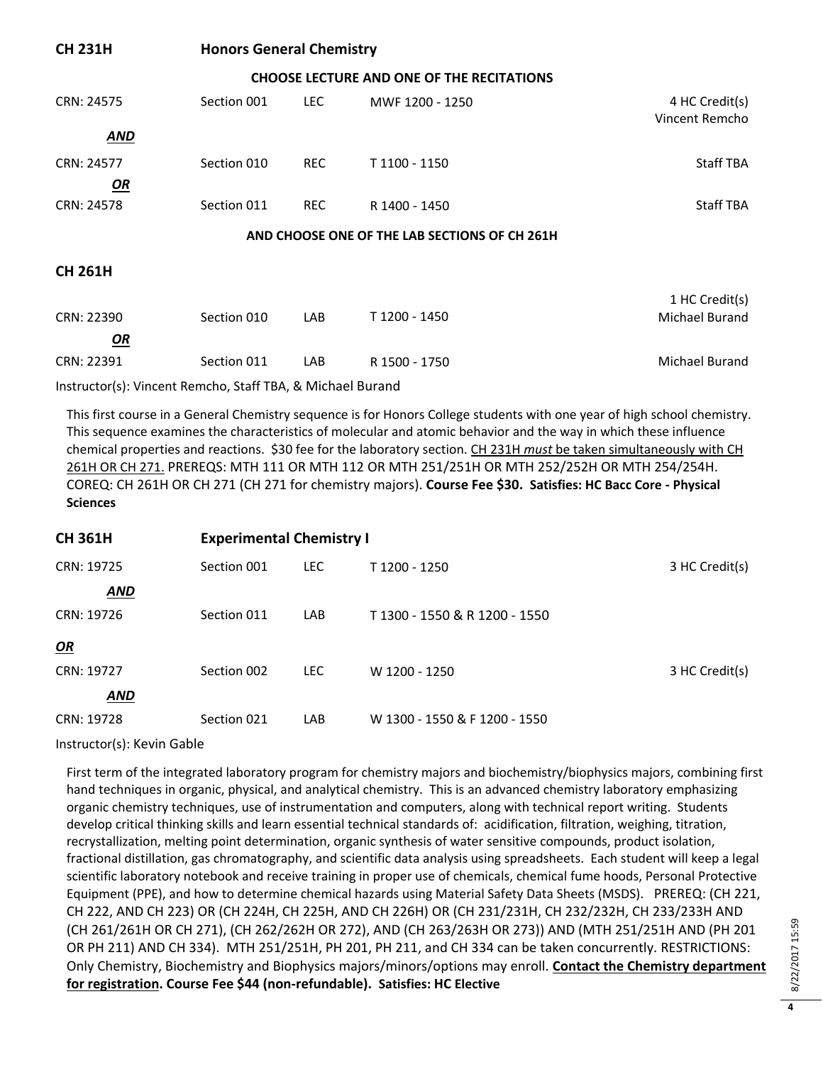## CH 231H Honors General Chemistry

**CHOOSE LECTURE AND ONE OF THE RECITATIONS**

| | | | | |
|---|---|---|---|---|
| CRN: 24575 | Section 001 | LEC | MWF 1200 - 1250 | 4 HC Credit(s) Vincent Remcho |
| ***AND*** | | | | |
| CRN: 24577 | Section 010 | REC | T 1100 - 1150 | Staff TBA |
| ***OR*** | | | | |
| CRN: 24578 | Section 011 | REC | R 1400 - 1450 | Staff TBA |

**AND CHOOSE ONE OF THE LAB SECTIONS OF CH 261H**

## CH 261H

| | | | | |
|---|---|---|---|---|
| CRN: 22390 | Section 010 | LAB | T 1200 - 1450 | 1 HC Credit(s) Michael Burand |
| ***OR*** | | | | |
| CRN: 22391 | Section 011 | LAB | R 1500 - 1750 | Michael Burand |

Instructor(s): Vincent Remcho, Staff TBA, & Michael Burand

This first course in a General Chemistry sequence is for Honors College students with one year of high school chemistry. This sequence examines the characteristics of molecular and atomic behavior and the way in which these influence chemical properties and reactions. $30 fee for the laboratory section. CH 231H *must* be taken simultaneously with CH 261H OR CH 271. PREREQS: MTH 111 OR MTH 112 OR MTH 251/251H OR MTH 252/252H OR MTH 254/254H. COREQ: CH 261H OR CH 271 (CH 271 for chemistry majors). **Course Fee $30. Satisfies: HC Bacc Core - Physical Sciences**

## CH 361H Experimental Chemistry I

| | | | | |
|---|---|---|---|---|
| CRN: 19725 | Section 001 | LEC | T 1200 - 1250 | 3 HC Credit(s) |
| ***AND*** | | | | |
| CRN: 19726 | Section 011 | LAB | T 1300 - 1550 & R 1200 - 1550 | |
| ***OR*** | | | | |
| CRN: 19727 | Section 002 | LEC | W 1200 - 1250 | 3 HC Credit(s) |
| ***AND*** | | | | |
| CRN: 19728 | Section 021 | LAB | W 1300 - 1550 & F 1200 - 1550 | |

Instructor(s): Kevin Gable

First term of the integrated laboratory program for chemistry majors and biochemistry/biophysics majors, combining first hand techniques in organic, physical, and analytical chemistry. This is an advanced chemistry laboratory emphasizing organic chemistry techniques, use of instrumentation and computers, along with technical report writing. Students develop critical thinking skills and learn essential technical standards of: acidification, filtration, weighing, titration, recrystallization, melting point determination, organic synthesis of water sensitive compounds, product isolation, fractional distillation, gas chromatography, and scientific data analysis using spreadsheets. Each student will keep a legal scientific laboratory notebook and receive training in proper use of chemicals, chemical fume hoods, Personal Protective Equipment (PPE), and how to determine chemical hazards using Material Safety Data Sheets (MSDS). PREREQ: (CH 221, CH 222, AND CH 223) OR (CH 224H, CH 225H, AND CH 226H) OR (CH 231/231H, CH 232/232H, CH 233/233H AND (CH 261/261H OR CH 271), (CH 262/262H OR 272), AND (CH 263/263H OR 273)) AND (MTH 251/251H AND (PH 201 OR PH 211) AND CH 334). MTH 251/251H, PH 201, PH 211, and CH 334 can be taken concurrently. RESTRICTIONS: Only Chemistry, Biochemistry and Biophysics majors/minors/options may enroll. **Contact the Chemistry department for registration. Course Fee $44 (non-refundable). Satisfies: HC Elective**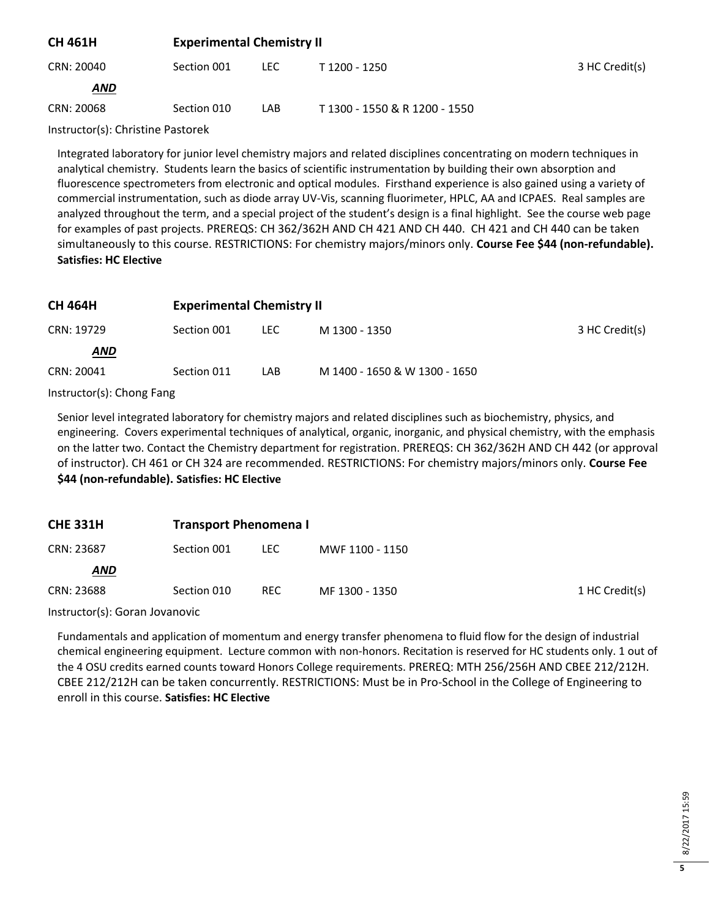## CH 461H Experimental Chemistry II

| | | | | |
|---|---|---|---|---|
| CRN: 20040 | Section 001 | LEC | T 1200 - 1250 | 3 HC Credit(s) |
| ***AND*** | | | | |
| CRN: 20068 | Section 010 | LAB | T 1300 - 1550 & R 1200 - 1550 | |

Instructor(s): Christine Pastorek

Integrated laboratory for junior level chemistry majors and related disciplines concentrating on modern techniques in analytical chemistry. Students learn the basics of scientific instrumentation by building their own absorption and fluorescence spectrometers from electronic and optical modules. Firsthand experience is also gained using a variety of commercial instrumentation, such as diode array UV-Vis, scanning fluorimeter, HPLC, AA and ICPAES. Real samples are analyzed throughout the term, and a special project of the student's design is a final highlight. See the course web page for examples of past projects. PREREQS: CH 362/362H AND CH 421 AND CH 440. CH 421 and CH 440 can be taken simultaneously to this course. RESTRICTIONS: For chemistry majors/minors only. **Course Fee $44 (non-refundable). Satisfies: HC Elective**

## CH 464H Experimental Chemistry II

| | | | | |
|---|---|---|---|---|
| CRN: 19729 | Section 001 | LEC | M 1300 - 1350 | 3 HC Credit(s) |
| ***AND*** | | | | |
| CRN: 20041 | Section 011 | LAB | M 1400 - 1650 & W 1300 - 1650 | |

Instructor(s): Chong Fang

Senior level integrated laboratory for chemistry majors and related disciplines such as biochemistry, physics, and engineering. Covers experimental techniques of analytical, organic, inorganic, and physical chemistry, with the emphasis on the latter two. Contact the Chemistry department for registration. PREREQS: CH 362/362H AND CH 442 (or approval of instructor). CH 461 or CH 324 are recommended. RESTRICTIONS: For chemistry majors/minors only. **Course Fee $44 (non-refundable). Satisfies: HC Elective**

## CHE 331H Transport Phenomena I

| | | | | |
|---|---|---|---|---|
| CRN: 23687 | Section 001 | LEC | MWF 1100 - 1150 | |
| ***AND*** | | | | |
| CRN: 23688 | Section 010 | REC | MF 1300 - 1350 | 1 HC Credit(s) |

Instructor(s): Goran Jovanovic

Fundamentals and application of momentum and energy transfer phenomena to fluid flow for the design of industrial chemical engineering equipment. Lecture common with non-honors. Recitation is reserved for HC students only. 1 out of the 4 OSU credits earned counts toward Honors College requirements. PREREQ: MTH 256/256H AND CBEE 212/212H. CBEE 212/212H can be taken concurrently. RESTRICTIONS: Must be in Pro-School in the College of Engineering to enroll in this course. **Satisfies: HC Elective**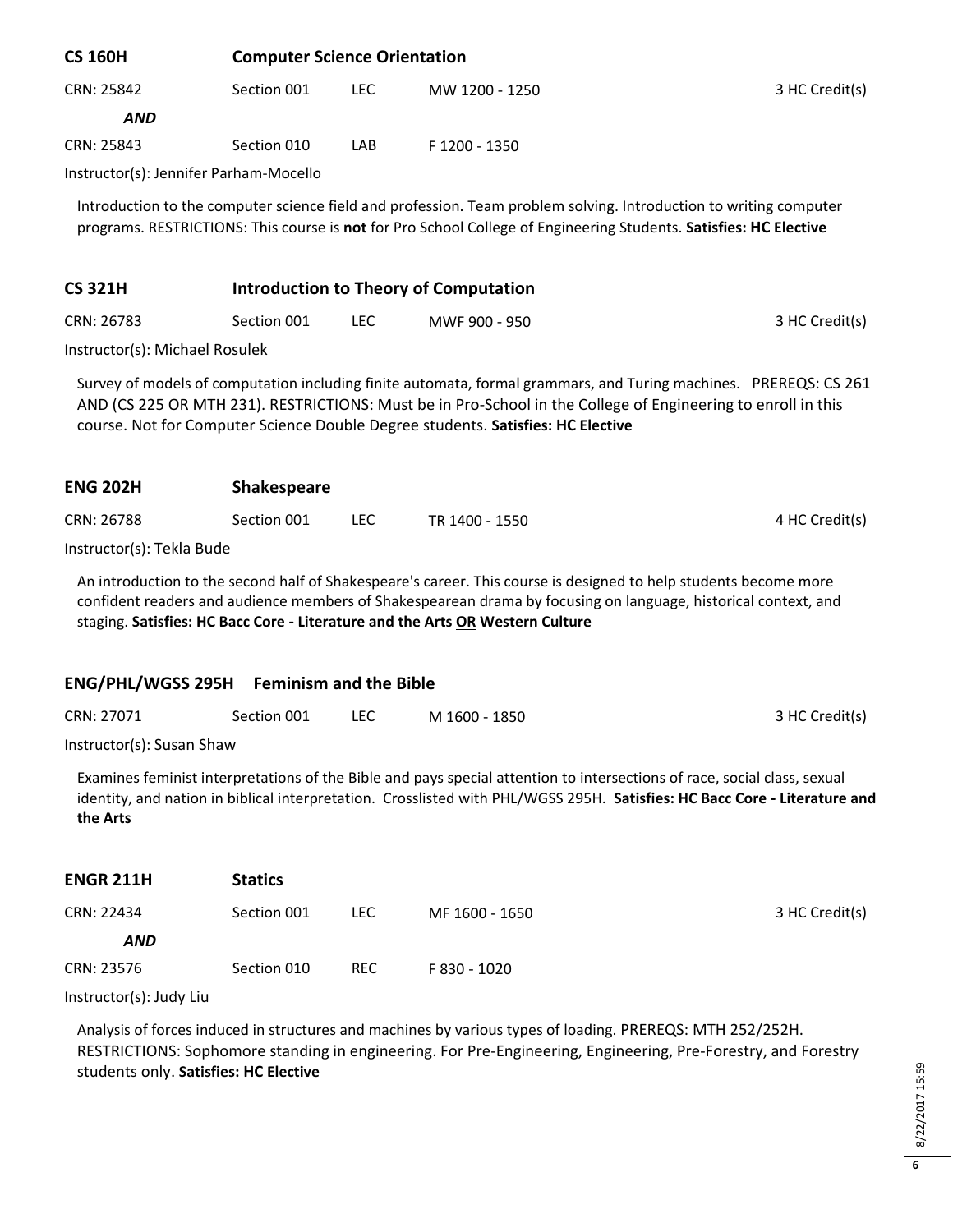### CS 160H Computer Science Orientation

| CRN | Section | Type | Time | Credits |
|---|---|---|---|---|
| CRN: 25842 | Section 001 | LEC | MW 1200 - 1250 | 3 HC Credit(s) |
| ***AND*** | | | | |
| CRN: 25843 | Section 010 | LAB | F 1200 - 1350 | |

Instructor(s): Jennifer Parham-Mocello

Introduction to the computer science field and profession. Team problem solving. Introduction to writing computer programs. RESTRICTIONS: This course is **not** for Pro School College of Engineering Students. **Satisfies: HC Elective**

### CS 321H Introduction to Theory of Computation

| CRN | Section | Type | Time | Credits |
|---|---|---|---|---|
| CRN: 26783 | Section 001 | LEC | MWF 900 - 950 | 3 HC Credit(s) |

Instructor(s): Michael Rosulek

Survey of models of computation including finite automata, formal grammars, and Turing machines. PREREQS: CS 261 AND (CS 225 OR MTH 231). RESTRICTIONS: Must be in Pro-School in the College of Engineering to enroll in this course. Not for Computer Science Double Degree students. **Satisfies: HC Elective**

### ENG 202H Shakespeare

| CRN | Section | Type | Time | Credits |
|---|---|---|---|---|
| CRN: 26788 | Section 001 | LEC | TR 1400 - 1550 | 4 HC Credit(s) |

Instructor(s): Tekla Bude

An introduction to the second half of Shakespeare's career. This course is designed to help students become more confident readers and audience members of Shakespearean drama by focusing on language, historical context, and staging. **Satisfies: HC Bacc Core - Literature and the Arts OR Western Culture**

### ENG/PHL/WGSS 295H Feminism and the Bible

| CRN | Section | Type | Time | Credits |
|---|---|---|---|---|
| CRN: 27071 | Section 001 | LEC | M 1600 - 1850 | 3 HC Credit(s) |

Instructor(s): Susan Shaw

Examines feminist interpretations of the Bible and pays special attention to intersections of race, social class, sexual identity, and nation in biblical interpretation. Crosslisted with PHL/WGSS 295H. **Satisfies: HC Bacc Core - Literature and the Arts**

### ENGR 211H Statics

| CRN | Section | Type | Time | Credits |
|---|---|---|---|---|
| CRN: 22434 | Section 001 | LEC | MF 1600 - 1650 | 3 HC Credit(s) |
| ***AND*** | | | | |
| CRN: 23576 | Section 010 | REC | F 830 - 1020 | |

Instructor(s): Judy Liu

Analysis of forces induced in structures and machines by various types of loading. PREREQS: MTH 252/252H. RESTRICTIONS: Sophomore standing in engineering. For Pre-Engineering, Engineering, Pre-Forestry, and Forestry students only. **Satisfies: HC Elective**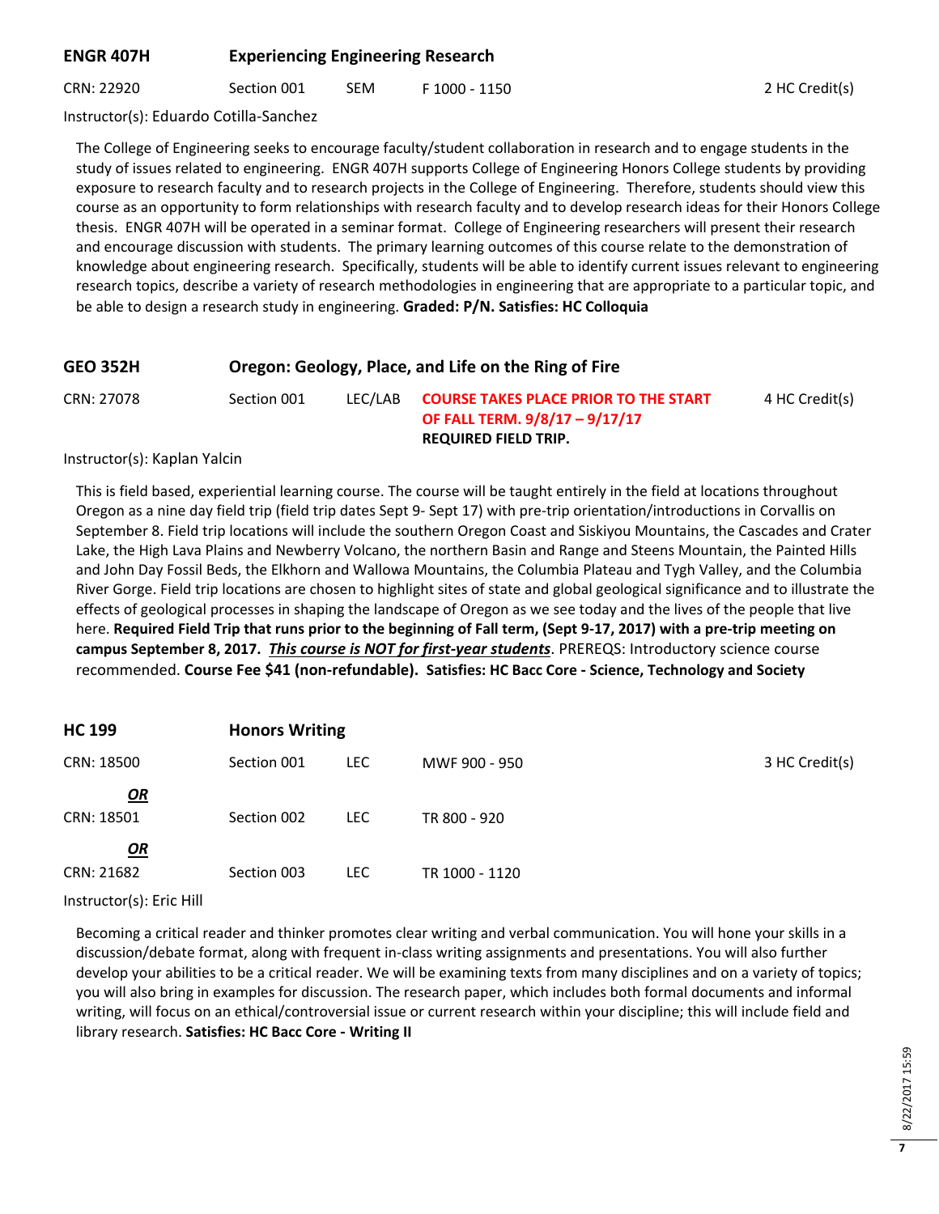## ENGR 407H Experiencing Engineering Research

CRN: 22920 | Section 001 | SEM | F 1000 - 1150 | 2 HC Credit(s)

Instructor(s): Eduardo Cotilla-Sanchez

The College of Engineering seeks to encourage faculty/student collaboration in research and to engage students in the study of issues related to engineering. ENGR 407H supports College of Engineering Honors College students by providing exposure to research faculty and to research projects in the College of Engineering. Therefore, students should view this course as an opportunity to form relationships with research faculty and to develop research ideas for their Honors College thesis. ENGR 407H will be operated in a seminar format. College of Engineering researchers will present their research and encourage discussion with students. The primary learning outcomes of this course relate to the demonstration of knowledge about engineering research. Specifically, students will be able to identify current issues relevant to engineering research topics, describe a variety of research methodologies in engineering that are appropriate to a particular topic, and be able to design a research study in engineering. **Graded: P/N. Satisfies: HC Colloquia**

## GEO 352H Oregon: Geology, Place, and Life on the Ring of Fire

CRN: 27078 | Section 001 | LEC/LAB | **COURSE TAKES PLACE PRIOR TO THE START OF FALL TERM. 9/8/17 – 9/17/17 REQUIRED FIELD TRIP.** | 4 HC Credit(s)

Instructor(s): Kaplan Yalcin

This is field based, experiential learning course. The course will be taught entirely in the field at locations throughout Oregon as a nine day field trip (field trip dates Sept 9- Sept 17) with pre-trip orientation/introductions in Corvallis on September 8. Field trip locations will include the southern Oregon Coast and Siskiyou Mountains, the Cascades and Crater Lake, the High Lava Plains and Newberry Volcano, the northern Basin and Range and Steens Mountain, the Painted Hills and John Day Fossil Beds, the Elkhorn and Wallowa Mountains, the Columbia Plateau and Tygh Valley, and the Columbia River Gorge. Field trip locations are chosen to highlight sites of state and global geological significance and to illustrate the effects of geological processes in shaping the landscape of Oregon as we see today and the lives of the people that live here. **Required Field Trip that runs prior to the beginning of Fall term, (Sept 9-17, 2017) with a pre-trip meeting on campus September 8, 2017.** ***This course is NOT for first-year students***. PREREQS: Introductory science course recommended. **Course Fee $41 (non-refundable). Satisfies: HC Bacc Core - Science, Technology and Society**

## HC 199 Honors Writing

CRN: 18500 | Section 001 | LEC | MWF 900 - 950 | 3 HC Credit(s)

***OR***

CRN: 18501 | Section 002 | LEC | TR 800 - 920

***OR***

CRN: 21682 | Section 003 | LEC | TR 1000 - 1120

Instructor(s): Eric Hill

Becoming a critical reader and thinker promotes clear writing and verbal communication. You will hone your skills in a discussion/debate format, along with frequent in-class writing assignments and presentations. You will also further develop your abilities to be a critical reader. We will be examining texts from many disciplines and on a variety of topics; you will also bring in examples for discussion. The research paper, which includes both formal documents and informal writing, will focus on an ethical/controversial issue or current research within your discipline; this will include field and library research. **Satisfies: HC Bacc Core - Writing II**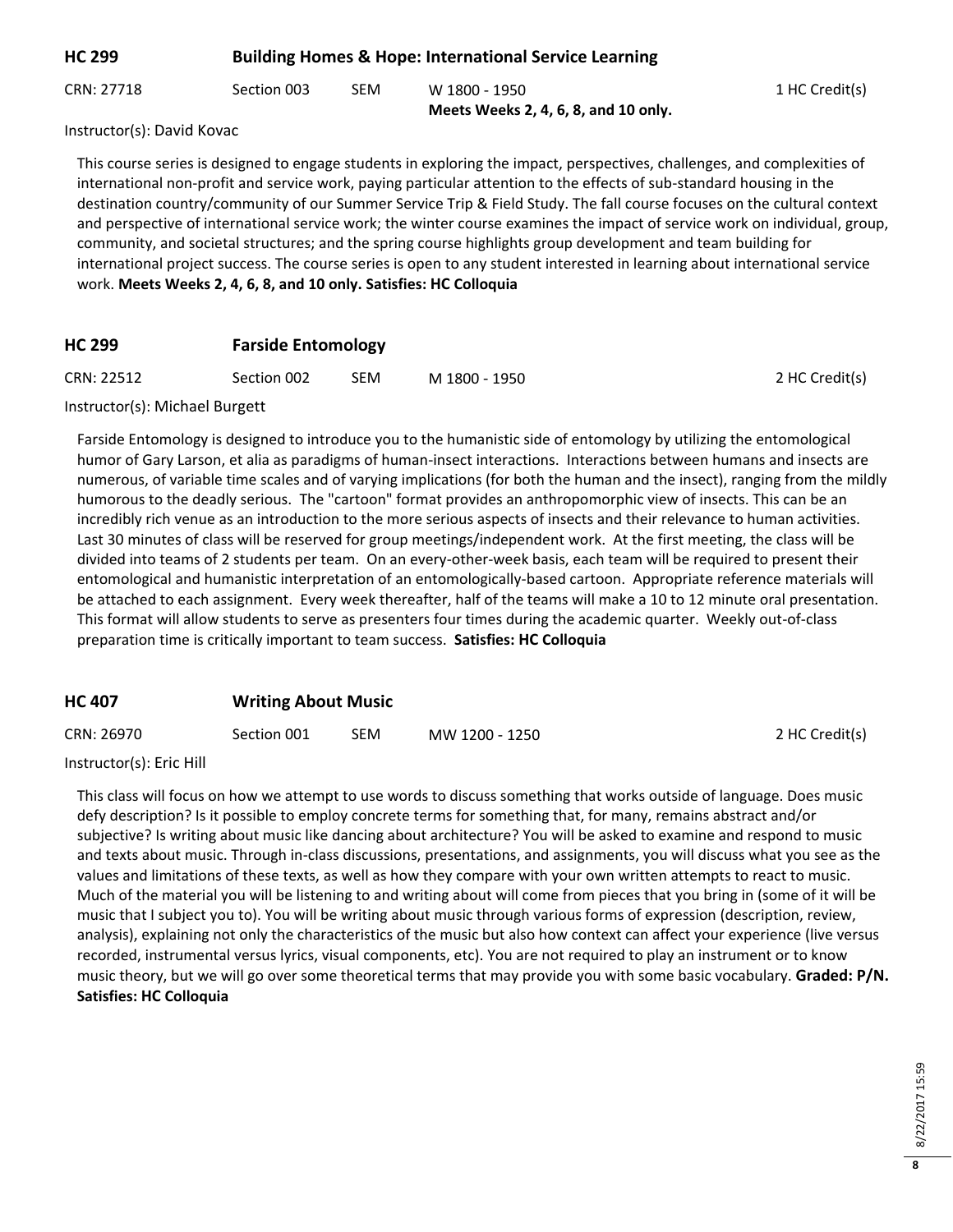## HC 299 Building Homes & Hope: International Service Learning

CRN: 27718 | Section 003 | SEM | W 1800 - 1950 | 1 HC Credit(s)

**Meets Weeks 2, 4, 6, 8, and 10 only.**

Instructor(s): David Kovac

This course series is designed to engage students in exploring the impact, perspectives, challenges, and complexities of international non-profit and service work, paying particular attention to the effects of sub-standard housing in the destination country/community of our Summer Service Trip & Field Study. The fall course focuses on the cultural context and perspective of international service work; the winter course examines the impact of service work on individual, group, community, and societal structures; and the spring course highlights group development and team building for international project success. The course series is open to any student interested in learning about international service work. **Meets Weeks 2, 4, 6, 8, and 10 only. Satisfies: HC Colloquia**

## HC 299 Farside Entomology

CRN: 22512 | Section 002 | SEM | M 1800 - 1950 | 2 HC Credit(s)

Instructor(s): Michael Burgett

Farside Entomology is designed to introduce you to the humanistic side of entomology by utilizing the entomological humor of Gary Larson, et alia as paradigms of human-insect interactions. Interactions between humans and insects are numerous, of variable time scales and of varying implications (for both the human and the insect), ranging from the mildly humorous to the deadly serious. The "cartoon" format provides an anthropomorphic view of insects. This can be an incredibly rich venue as an introduction to the more serious aspects of insects and their relevance to human activities. Last 30 minutes of class will be reserved for group meetings/independent work. At the first meeting, the class will be divided into teams of 2 students per team. On an every-other-week basis, each team will be required to present their entomological and humanistic interpretation of an entomologically-based cartoon. Appropriate reference materials will be attached to each assignment. Every week thereafter, half of the teams will make a 10 to 12 minute oral presentation. This format will allow students to serve as presenters four times during the academic quarter. Weekly out-of-class preparation time is critically important to team success. **Satisfies: HC Colloquia**

## HC 407 Writing About Music

CRN: 26970 | Section 001 | SEM | MW 1200 - 1250 | 2 HC Credit(s)

Instructor(s): Eric Hill

This class will focus on how we attempt to use words to discuss something that works outside of language. Does music defy description? Is it possible to employ concrete terms for something that, for many, remains abstract and/or subjective? Is writing about music like dancing about architecture? You will be asked to examine and respond to music and texts about music. Through in-class discussions, presentations, and assignments, you will discuss what you see as the values and limitations of these texts, as well as how they compare with your own written attempts to react to music. Much of the material you will be listening to and writing about will come from pieces that you bring in (some of it will be music that I subject you to). You will be writing about music through various forms of expression (description, review, analysis), explaining not only the characteristics of the music but also how context can affect your experience (live versus recorded, instrumental versus lyrics, visual components, etc). You are not required to play an instrument or to know music theory, but we will go over some theoretical terms that may provide you with some basic vocabulary. **Graded: P/N. Satisfies: HC Colloquia**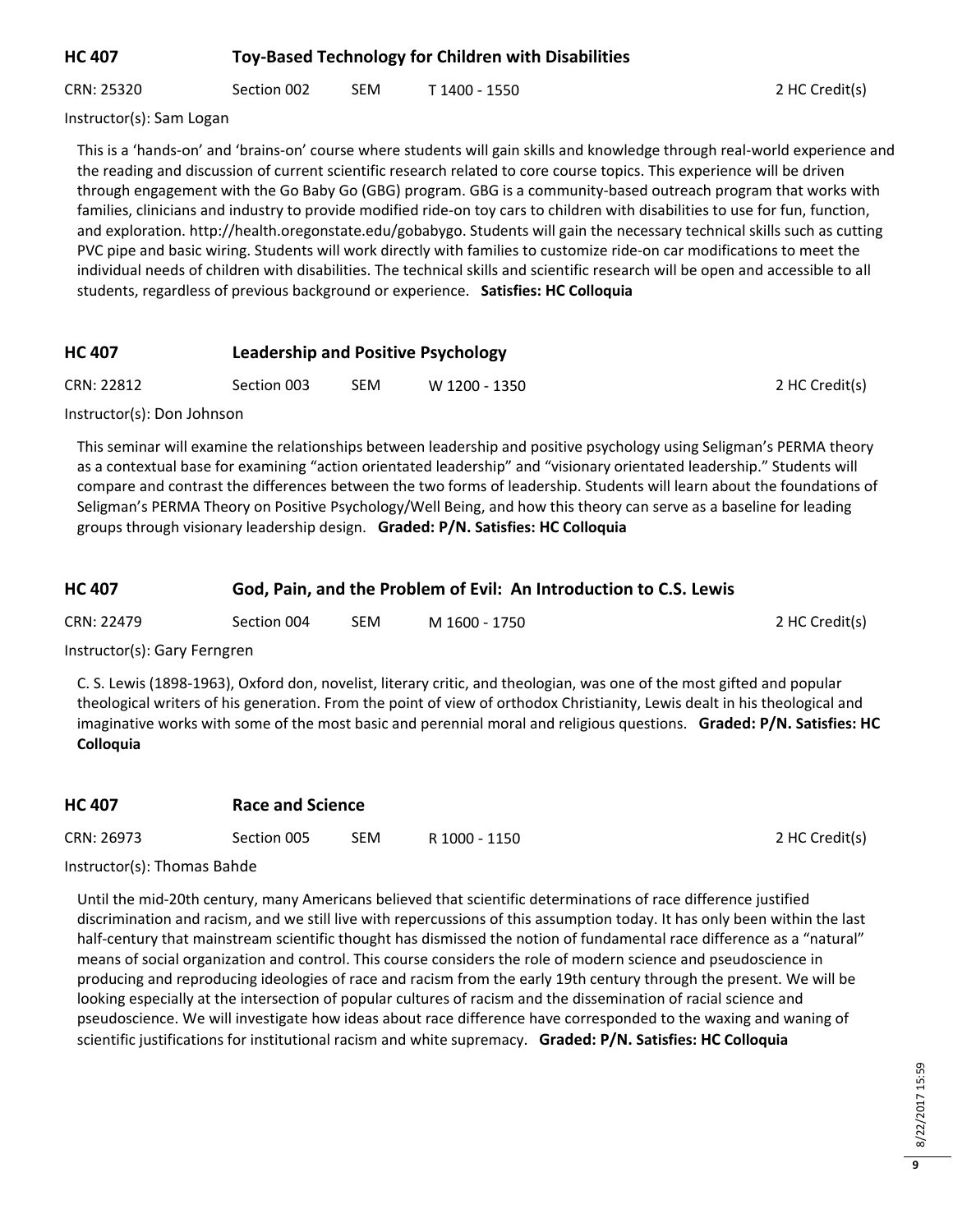## HC 407 Toy-Based Technology for Children with Disabilities

CRN: 25320 Section 002 SEM T 1400 - 1550 2 HC Credit(s)

Instructor(s): Sam Logan

This is a 'hands-on' and 'brains-on' course where students will gain skills and knowledge through real-world experience and the reading and discussion of current scientific research related to core course topics. This experience will be driven through engagement with the Go Baby Go (GBG) program. GBG is a community-based outreach program that works with families, clinicians and industry to provide modified ride-on toy cars to children with disabilities to use for fun, function, and exploration. http://health.oregonstate.edu/gobabygo. Students will gain the necessary technical skills such as cutting PVC pipe and basic wiring. Students will work directly with families to customize ride-on car modifications to meet the individual needs of children with disabilities. The technical skills and scientific research will be open and accessible to all students, regardless of previous background or experience. **Satisfies: HC Colloquia**

## HC 407 Leadership and Positive Psychology

CRN: 22812 Section 003 SEM W 1200 - 1350 2 HC Credit(s)

Instructor(s): Don Johnson

This seminar will examine the relationships between leadership and positive psychology using Seligman's PERMA theory as a contextual base for examining "action orientated leadership" and "visionary orientated leadership." Students will compare and contrast the differences between the two forms of leadership. Students will learn about the foundations of Seligman's PERMA Theory on Positive Psychology/Well Being, and how this theory can serve as a baseline for leading groups through visionary leadership design. **Graded: P/N. Satisfies: HC Colloquia**

## HC 407 God, Pain, and the Problem of Evil: An Introduction to C.S. Lewis

CRN: 22479 Section 004 SEM M 1600 - 1750 2 HC Credit(s)

Instructor(s): Gary Ferngren

C. S. Lewis (1898-1963), Oxford don, novelist, literary critic, and theologian, was one of the most gifted and popular theological writers of his generation. From the point of view of orthodox Christianity, Lewis dealt in his theological and imaginative works with some of the most basic and perennial moral and religious questions. **Graded: P/N. Satisfies: HC Colloquia**

## HC 407 Race and Science

CRN: 26973 Section 005 SEM R 1000 - 1150 2 HC Credit(s)

Instructor(s): Thomas Bahde

Until the mid-20th century, many Americans believed that scientific determinations of race difference justified discrimination and racism, and we still live with repercussions of this assumption today. It has only been within the last half-century that mainstream scientific thought has dismissed the notion of fundamental race difference as a "natural" means of social organization and control. This course considers the role of modern science and pseudoscience in producing and reproducing ideologies of race and racism from the early 19th century through the present. We will be looking especially at the intersection of popular cultures of racism and the dissemination of racial science and pseudoscience. We will investigate how ideas about race difference have corresponded to the waxing and waning of scientific justifications for institutional racism and white supremacy. **Graded: P/N. Satisfies: HC Colloquia**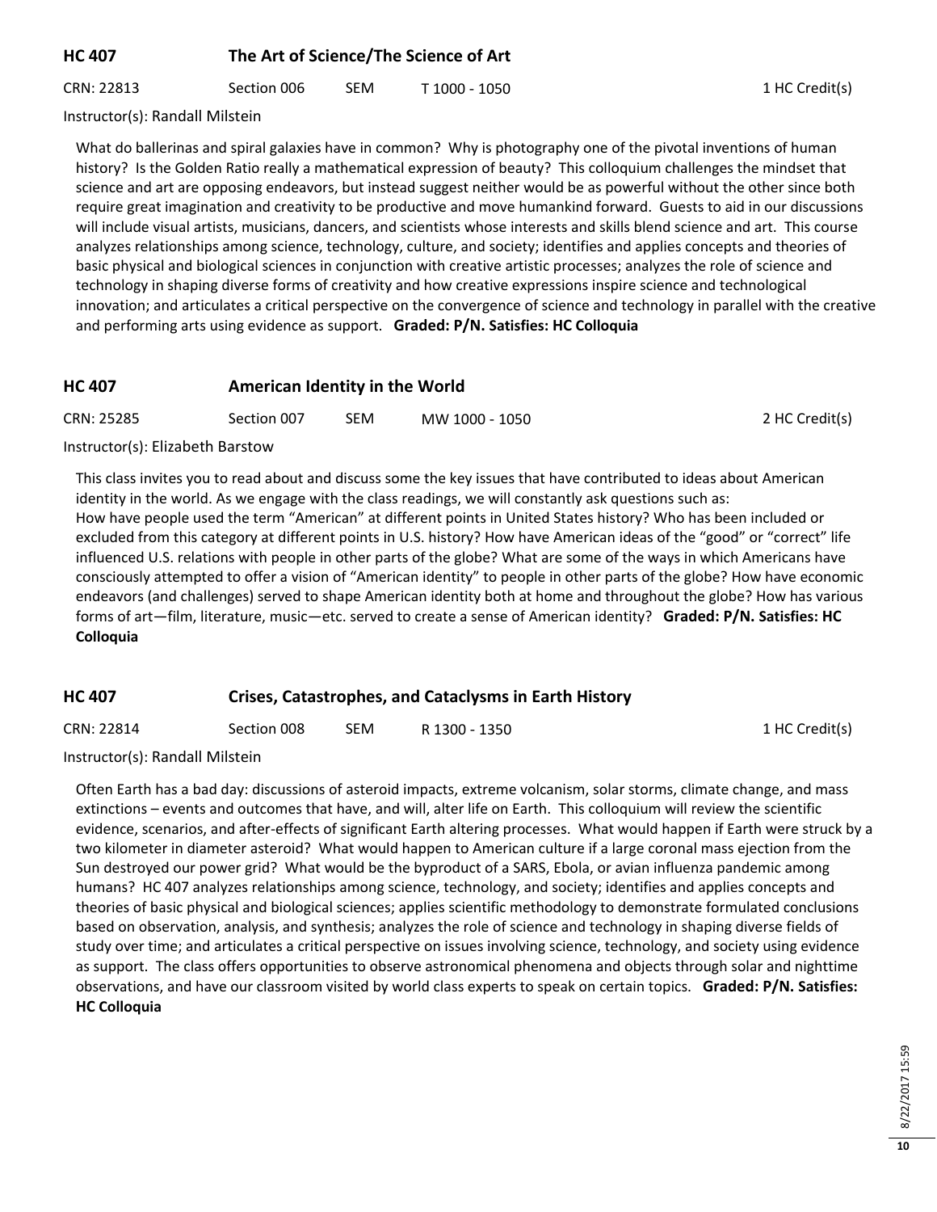## HC 407 The Art of Science/The Science of Art

CRN: 22813 | Section 006 | SEM | T 1000 - 1050 | 1 HC Credit(s)

Instructor(s): Randall Milstein

What do ballerinas and spiral galaxies have in common? Why is photography one of the pivotal inventions of human history? Is the Golden Ratio really a mathematical expression of beauty? This colloquium challenges the mindset that science and art are opposing endeavors, but instead suggest neither would be as powerful without the other since both require great imagination and creativity to be productive and move humankind forward. Guests to aid in our discussions will include visual artists, musicians, dancers, and scientists whose interests and skills blend science and art. This course analyzes relationships among science, technology, culture, and society; identifies and applies concepts and theories of basic physical and biological sciences in conjunction with creative artistic processes; analyzes the role of science and technology in shaping diverse forms of creativity and how creative expressions inspire science and technological innovation; and articulates a critical perspective on the convergence of science and technology in parallel with the creative and performing arts using evidence as support. **Graded: P/N. Satisfies: HC Colloquia**

## HC 407 American Identity in the World

CRN: 25285 | Section 007 | SEM | MW 1000 - 1050 | 2 HC Credit(s)

Instructor(s): Elizabeth Barstow

This class invites you to read about and discuss some the key issues that have contributed to ideas about American identity in the world. As we engage with the class readings, we will constantly ask questions such as:
How have people used the term "American" at different points in United States history? Who has been included or excluded from this category at different points in U.S. history? How have American ideas of the "good" or "correct" life influenced U.S. relations with people in other parts of the globe? What are some of the ways in which Americans have consciously attempted to offer a vision of "American identity" to people in other parts of the globe? How have economic endeavors (and challenges) served to shape American identity both at home and throughout the globe? How has various forms of art—film, literature, music—etc. served to create a sense of American identity? **Graded: P/N. Satisfies: HC Colloquia**

## HC 407 Crises, Catastrophes, and Cataclysms in Earth History

CRN: 22814 | Section 008 | SEM | R 1300 - 1350 | 1 HC Credit(s)

Instructor(s): Randall Milstein

Often Earth has a bad day: discussions of asteroid impacts, extreme volcanism, solar storms, climate change, and mass extinctions – events and outcomes that have, and will, alter life on Earth. This colloquium will review the scientific evidence, scenarios, and after-effects of significant Earth altering processes. What would happen if Earth were struck by a two kilometer in diameter asteroid? What would happen to American culture if a large coronal mass ejection from the Sun destroyed our power grid? What would be the byproduct of a SARS, Ebola, or avian influenza pandemic among humans? HC 407 analyzes relationships among science, technology, and society; identifies and applies concepts and theories of basic physical and biological sciences; applies scientific methodology to demonstrate formulated conclusions based on observation, analysis, and synthesis; analyzes the role of science and technology in shaping diverse fields of study over time; and articulates a critical perspective on issues involving science, technology, and society using evidence as support. The class offers opportunities to observe astronomical phenomena and objects through solar and nighttime observations, and have our classroom visited by world class experts to speak on certain topics. **Graded: P/N. Satisfies: HC Colloquia**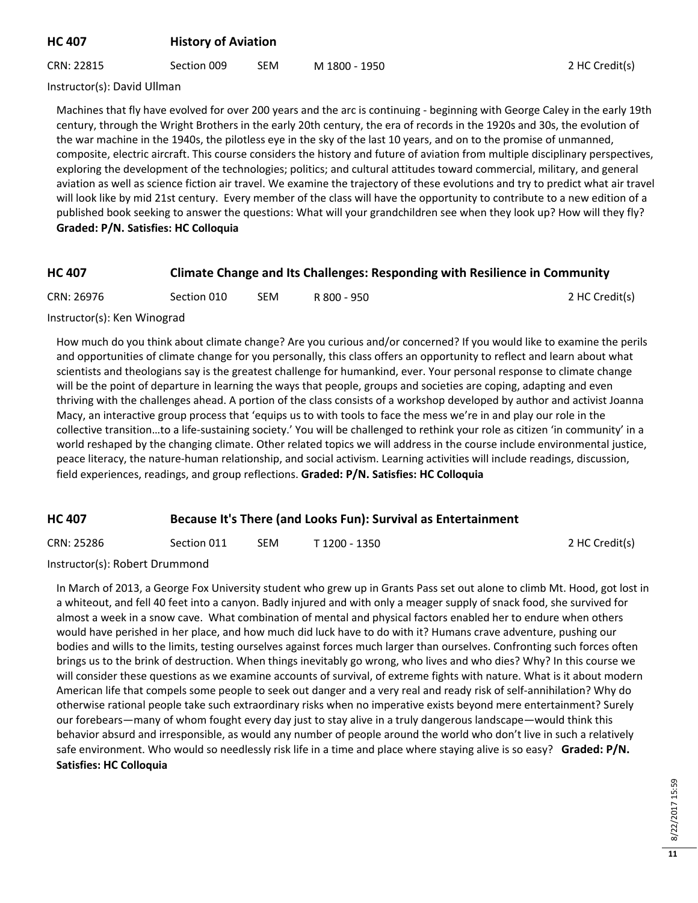## HC 407 History of Aviation

CRN: 22815 | Section 009 | SEM | M 1800 - 1950 | 2 HC Credit(s)

Instructor(s): David Ullman

Machines that fly have evolved for over 200 years and the arc is continuing - beginning with George Caley in the early 19th century, through the Wright Brothers in the early 20th century, the era of records in the 1920s and 30s, the evolution of the war machine in the 1940s, the pilotless eye in the sky of the last 10 years, and on to the promise of unmanned, composite, electric aircraft. This course considers the history and future of aviation from multiple disciplinary perspectives, exploring the development of the technologies; politics; and cultural attitudes toward commercial, military, and general aviation as well as science fiction air travel. We examine the trajectory of these evolutions and try to predict what air travel will look like by mid 21st century. Every member of the class will have the opportunity to contribute to a new edition of a published book seeking to answer the questions: What will your grandchildren see when they look up? How will they fly? **Graded: P/N. Satisfies: HC Colloquia**

## HC 407 Climate Change and Its Challenges: Responding with Resilience in Community

CRN: 26976 | Section 010 | SEM | R 800 - 950 | 2 HC Credit(s)

Instructor(s): Ken Winograd

How much do you think about climate change? Are you curious and/or concerned? If you would like to examine the perils and opportunities of climate change for you personally, this class offers an opportunity to reflect and learn about what scientists and theologians say is the greatest challenge for humankind, ever. Your personal response to climate change will be the point of departure in learning the ways that people, groups and societies are coping, adapting and even thriving with the challenges ahead. A portion of the class consists of a workshop developed by author and activist Joanna Macy, an interactive group process that 'equips us to with tools to face the mess we're in and play our role in the collective transition…to a life-sustaining society.' You will be challenged to rethink your role as citizen 'in community' in a world reshaped by the changing climate. Other related topics we will address in the course include environmental justice, peace literacy, the nature-human relationship, and social activism. Learning activities will include readings, discussion, field experiences, readings, and group reflections. **Graded: P/N. Satisfies: HC Colloquia**

## HC 407 Because It's There (and Looks Fun): Survival as Entertainment

CRN: 25286 | Section 011 | SEM | T 1200 - 1350 | 2 HC Credit(s)

Instructor(s): Robert Drummond

In March of 2013, a George Fox University student who grew up in Grants Pass set out alone to climb Mt. Hood, got lost in a whiteout, and fell 40 feet into a canyon. Badly injured and with only a meager supply of snack food, she survived for almost a week in a snow cave. What combination of mental and physical factors enabled her to endure when others would have perished in her place, and how much did luck have to do with it? Humans crave adventure, pushing our bodies and wills to the limits, testing ourselves against forces much larger than ourselves. Confronting such forces often brings us to the brink of destruction. When things inevitably go wrong, who lives and who dies? Why? In this course we will consider these questions as we examine accounts of survival, of extreme fights with nature. What is it about modern American life that compels some people to seek out danger and a very real and ready risk of self-annihilation? Why do otherwise rational people take such extraordinary risks when no imperative exists beyond mere entertainment? Surely our forebears—many of whom fought every day just to stay alive in a truly dangerous landscape—would think this behavior absurd and irresponsible, as would any number of people around the world who don't live in such a relatively safe environment. Who would so needlessly risk life in a time and place where staying alive is so easy? **Graded: P/N. Satisfies: HC Colloquia**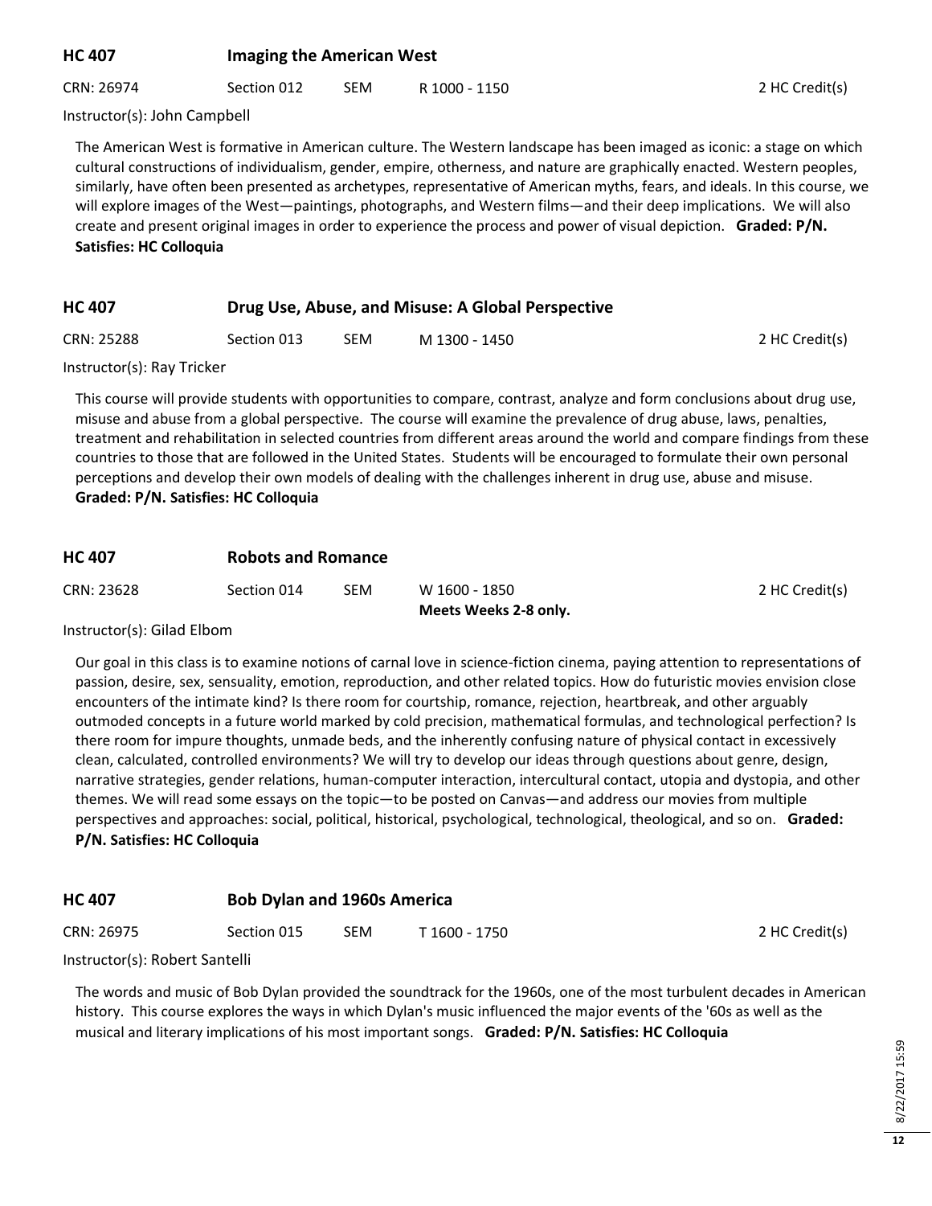## HC 407 Imaging the American West

CRN: 26974 | Section 012 | SEM | R 1000 - 1150 | 2 HC Credit(s)

Instructor(s): John Campbell

The American West is formative in American culture. The Western landscape has been imaged as iconic: a stage on which cultural constructions of individualism, gender, empire, otherness, and nature are graphically enacted. Western peoples, similarly, have often been presented as archetypes, representative of American myths, fears, and ideals. In this course, we will explore images of the West—paintings, photographs, and Western films—and their deep implications. We will also create and present original images in order to experience the process and power of visual depiction. **Graded: P/N. Satisfies: HC Colloquia**

## HC 407 Drug Use, Abuse, and Misuse: A Global Perspective

CRN: 25288 | Section 013 | SEM | M 1300 - 1450 | 2 HC Credit(s)

Instructor(s): Ray Tricker

This course will provide students with opportunities to compare, contrast, analyze and form conclusions about drug use, misuse and abuse from a global perspective. The course will examine the prevalence of drug abuse, laws, penalties, treatment and rehabilitation in selected countries from different areas around the world and compare findings from these countries to those that are followed in the United States. Students will be encouraged to formulate their own personal perceptions and develop their own models of dealing with the challenges inherent in drug use, abuse and misuse. **Graded: P/N. Satisfies: HC Colloquia**

## HC 407 Robots and Romance

CRN: 23628 | Section 014 | SEM | W 1600 - 1850 **Meets Weeks 2-8 only.** | 2 HC Credit(s)

Instructor(s): Gilad Elbom

Our goal in this class is to examine notions of carnal love in science-fiction cinema, paying attention to representations of passion, desire, sex, sensuality, emotion, reproduction, and other related topics. How do futuristic movies envision close encounters of the intimate kind? Is there room for courtship, romance, rejection, heartbreak, and other arguably outmoded concepts in a future world marked by cold precision, mathematical formulas, and technological perfection? Is there room for impure thoughts, unmade beds, and the inherently confusing nature of physical contact in excessively clean, calculated, controlled environments? We will try to develop our ideas through questions about genre, design, narrative strategies, gender relations, human-computer interaction, intercultural contact, utopia and dystopia, and other themes. We will read some essays on the topic—to be posted on Canvas—and address our movies from multiple perspectives and approaches: social, political, historical, psychological, technological, theological, and so on. **Graded: P/N. Satisfies: HC Colloquia**

## HC 407 Bob Dylan and 1960s America

CRN: 26975 | Section 015 | SEM | T 1600 - 1750 | 2 HC Credit(s)

Instructor(s): Robert Santelli

The words and music of Bob Dylan provided the soundtrack for the 1960s, one of the most turbulent decades in American history. This course explores the ways in which Dylan's music influenced the major events of the '60s as well as the musical and literary implications of his most important songs. **Graded: P/N. Satisfies: HC Colloquia**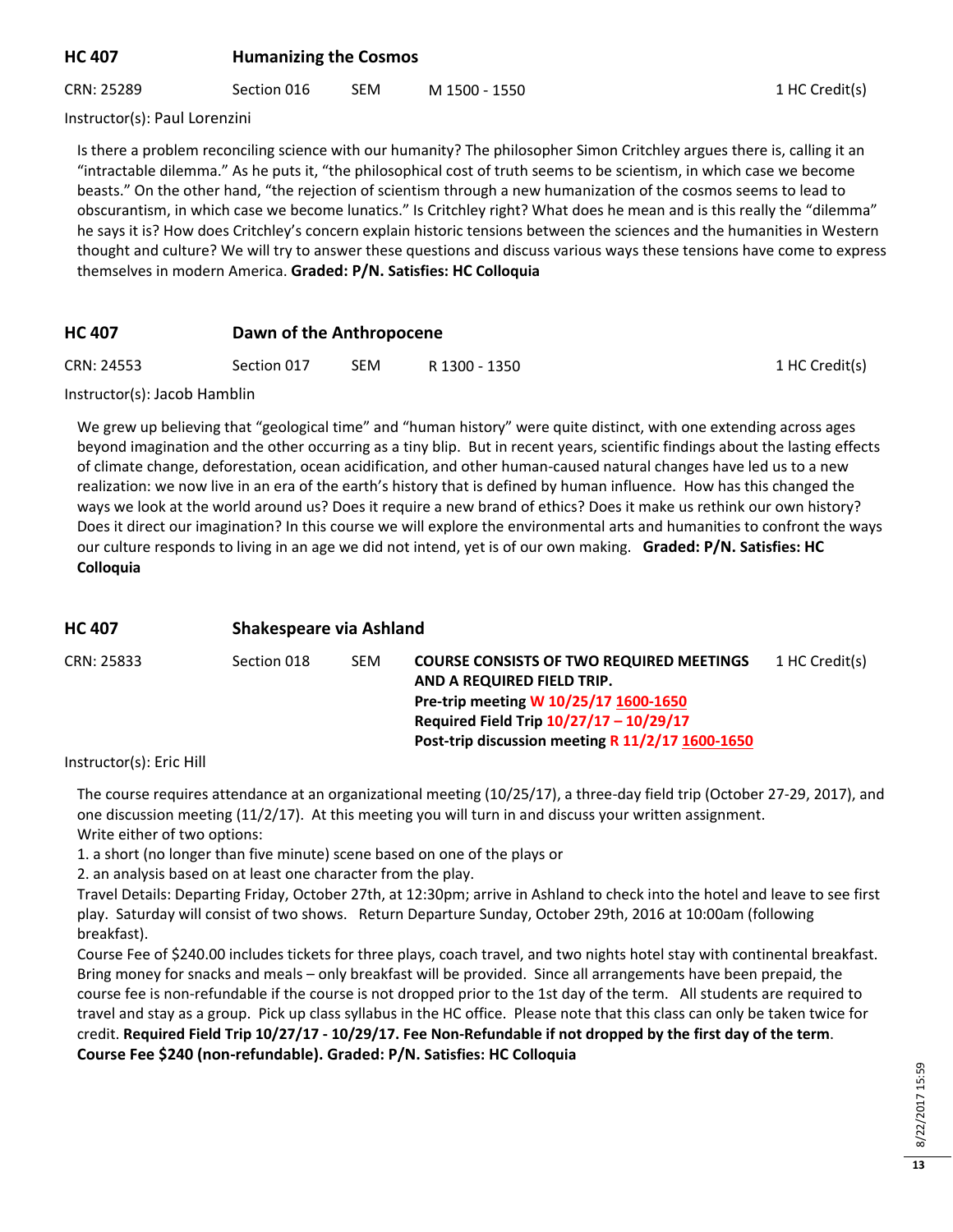## HC 407 Humanizing the Cosmos

CRN: 25289 | Section 016 | SEM | M 1500 - 1550 | 1 HC Credit(s)

Instructor(s): Paul Lorenzini

Is there a problem reconciling science with our humanity? The philosopher Simon Critchley argues there is, calling it an "intractable dilemma." As he puts it, "the philosophical cost of truth seems to be scientism, in which case we become beasts." On the other hand, "the rejection of scientism through a new humanization of the cosmos seems to lead to obscurantism, in which case we become lunatics." Is Critchley right? What does he mean and is this really the "dilemma" he says it is? How does Critchley's concern explain historic tensions between the sciences and the humanities in Western thought and culture? We will try to answer these questions and discuss various ways these tensions have come to express themselves in modern America. **Graded: P/N. Satisfies: HC Colloquia**

## HC 407 Dawn of the Anthropocene

CRN: 24553 | Section 017 | SEM | R 1300 - 1350 | 1 HC Credit(s)

Instructor(s): Jacob Hamblin

We grew up believing that "geological time" and "human history" were quite distinct, with one extending across ages beyond imagination and the other occurring as a tiny blip. But in recent years, scientific findings about the lasting effects of climate change, deforestation, ocean acidification, and other human-caused natural changes have led us to a new realization: we now live in an era of the earth's history that is defined by human influence. How has this changed the ways we look at the world around us? Does it require a new brand of ethics? Does it make us rethink our own history? Does it direct our imagination? In this course we will explore the environmental arts and humanities to confront the ways our culture responds to living in an age we did not intend, yet is of our own making. **Graded: P/N. Satisfies: HC Colloquia**

## HC 407 Shakespeare via Ashland

CRN: 25833 | Section 018 | SEM | 1 HC Credit(s)

**COURSE CONSISTS OF TWO REQUIRED MEETINGS AND A REQUIRED FIELD TRIP.**
**Pre-trip meeting W 10/25/17 1600-1650**
**Required Field Trip 10/27/17 – 10/29/17**
**Post-trip discussion meeting R 11/2/17 1600-1650**

Instructor(s): Eric Hill

The course requires attendance at an organizational meeting (10/25/17), a three-day field trip (October 27-29, 2017), and one discussion meeting (11/2/17). At this meeting you will turn in and discuss your written assignment.
Write either of two options:

1. a short (no longer than five minute) scene based on one of the plays or
2. an analysis based on at least one character from the play.

Travel Details: Departing Friday, October 27th, at 12:30pm; arrive in Ashland to check into the hotel and leave to see first play. Saturday will consist of two shows. Return Departure Sunday, October 29th, 2016 at 10:00am (following breakfast).

Course Fee of $240.00 includes tickets for three plays, coach travel, and two nights hotel stay with continental breakfast. Bring money for snacks and meals – only breakfast will be provided. Since all arrangements have been prepaid, the course fee is non-refundable if the course is not dropped prior to the 1st day of the term. All students are required to travel and stay as a group. Pick up class syllabus in the HC office. Please note that this class can only be taken twice for credit. **Required Field Trip 10/27/17 - 10/29/17. Fee Non-Refundable if not dropped by the first day of the term. Course Fee $240 (non-refundable). Graded: P/N. Satisfies: HC Colloquia**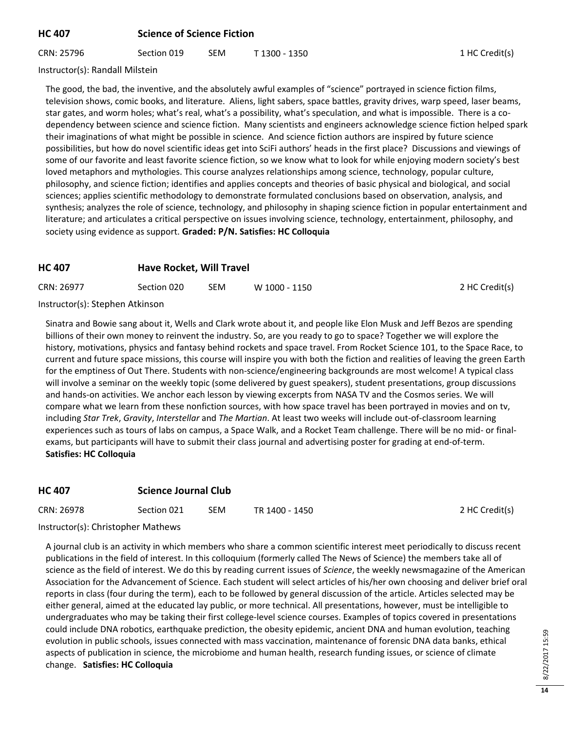## HC 407 Science of Science Fiction

CRN: 25796 | Section 019 | SEM | T 1300 - 1350 | 1 HC Credit(s)

Instructor(s): Randall Milstein

The good, the bad, the inventive, and the absolutely awful examples of "science" portrayed in science fiction films, television shows, comic books, and literature. Aliens, light sabers, space battles, gravity drives, warp speed, laser beams, star gates, and worm holes; what's real, what's a possibility, what's speculation, and what is impossible. There is a co-dependency between science and science fiction. Many scientists and engineers acknowledge science fiction helped spark their imaginations of what might be possible in science. And science fiction authors are inspired by future science possibilities, but how do novel scientific ideas get into SciFi authors' heads in the first place? Discussions and viewings of some of our favorite and least favorite science fiction, so we know what to look for while enjoying modern society's best loved metaphors and mythologies. This course analyzes relationships among science, technology, popular culture, philosophy, and science fiction; identifies and applies concepts and theories of basic physical and biological, and social sciences; applies scientific methodology to demonstrate formulated conclusions based on observation, analysis, and synthesis; analyzes the role of science, technology, and philosophy in shaping science fiction in popular entertainment and literature; and articulates a critical perspective on issues involving science, technology, entertainment, philosophy, and society using evidence as support. **Graded: P/N. Satisfies: HC Colloquia**

## HC 407 Have Rocket, Will Travel

CRN: 26977 | Section 020 | SEM | W 1000 - 1150 | 2 HC Credit(s)

Instructor(s): Stephen Atkinson

Sinatra and Bowie sang about it, Wells and Clark wrote about it, and people like Elon Musk and Jeff Bezos are spending billions of their own money to reinvent the industry. So, are you ready to go to space? Together we will explore the history, motivations, physics and fantasy behind rockets and space travel. From Rocket Science 101, to the Space Race, to current and future space missions, this course will inspire you with both the fiction and realities of leaving the green Earth for the emptiness of Out There. Students with non-science/engineering backgrounds are most welcome! A typical class will involve a seminar on the weekly topic (some delivered by guest speakers), student presentations, group discussions and hands-on activities. We anchor each lesson by viewing excerpts from NASA TV and the Cosmos series. We will compare what we learn from these nonfiction sources, with how space travel has been portrayed in movies and on tv, including *Star Trek*, *Gravity*, *Interstellar* and *The Martian*. At least two weeks will include out-of-classroom learning experiences such as tours of labs on campus, a Space Walk, and a Rocket Team challenge. There will be no mid- or final-exams, but participants will have to submit their class journal and advertising poster for grading at end-of-term.
**Satisfies: HC Colloquia**

## HC 407 Science Journal Club

CRN: 26978 | Section 021 | SEM | TR 1400 - 1450 | 2 HC Credit(s)

Instructor(s): Christopher Mathews

A journal club is an activity in which members who share a common scientific interest meet periodically to discuss recent publications in the field of interest. In this colloquium (formerly called The News of Science) the members take all of science as the field of interest. We do this by reading current issues of *Science*, the weekly newsmagazine of the American Association for the Advancement of Science. Each student will select articles of his/her own choosing and deliver brief oral reports in class (four during the term), each to be followed by general discussion of the article. Articles selected may be either general, aimed at the educated lay public, or more technical. All presentations, however, must be intelligible to undergraduates who may be taking their first college-level science courses. Examples of topics covered in presentations could include DNA robotics, earthquake prediction, the obesity epidemic, ancient DNA and human evolution, teaching evolution in public schools, issues connected with mass vaccination, maintenance of forensic DNA data banks, ethical aspects of publication in science, the microbiome and human health, research funding issues, or science of climate change. **Satisfies: HC Colloquia**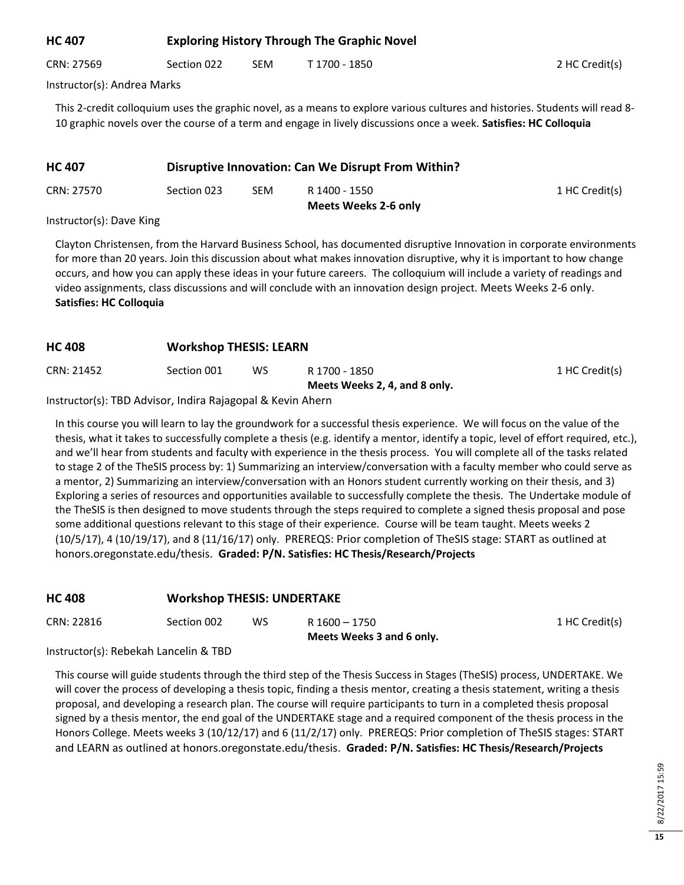## HC 407 Exploring History Through The Graphic Novel

CRN: 27569 | Section 022 | SEM | T 1700 - 1850 | 2 HC Credit(s)

Instructor(s): Andrea Marks

This 2-credit colloquium uses the graphic novel, as a means to explore various cultures and histories. Students will read 8-10 graphic novels over the course of a term and engage in lively discussions once a week. **Satisfies: HC Colloquia**

## HC 407 Disruptive Innovation: Can We Disrupt From Within?

CRN: 27570 | Section 023 | SEM | R 1400 - 1550 | 1 HC Credit(s)

**Meets Weeks 2-6 only**

Instructor(s): Dave King

Clayton Christensen, from the Harvard Business School, has documented disruptive Innovation in corporate environments for more than 20 years. Join this discussion about what makes innovation disruptive, why it is important to how change occurs, and how you can apply these ideas in your future careers. The colloquium will include a variety of readings and video assignments, class discussions and will conclude with an innovation design project. Meets Weeks 2-6 only. **Satisfies: HC Colloquia**

## HC 408 Workshop THESIS: LEARN

CRN: 21452 | Section 001 | WS | R 1700 - 1850 | 1 HC Credit(s)

**Meets Weeks 2, 4, and 8 only.**

Instructor(s): TBD Advisor, Indira Rajagopal & Kevin Ahern

In this course you will learn to lay the groundwork for a successful thesis experience. We will focus on the value of the thesis, what it takes to successfully complete a thesis (e.g. identify a mentor, identify a topic, level of effort required, etc.), and we'll hear from students and faculty with experience in the thesis process. You will complete all of the tasks related to stage 2 of the TheSIS process by: 1) Summarizing an interview/conversation with a faculty member who could serve as a mentor, 2) Summarizing an interview/conversation with an Honors student currently working on their thesis, and 3) Exploring a series of resources and opportunities available to successfully complete the thesis. The Undertake module of the TheSIS is then designed to move students through the steps required to complete a signed thesis proposal and pose some additional questions relevant to this stage of their experience. Course will be team taught. Meets weeks 2 (10/5/17), 4 (10/19/17), and 8 (11/16/17) only. PREREQS: Prior completion of TheSIS stage: START as outlined at honors.oregonstate.edu/thesis. **Graded: P/N. Satisfies: HC Thesis/Research/Projects**

## HC 408 Workshop THESIS: UNDERTAKE

CRN: 22816 | Section 002 | WS | R 1600 – 1750 | 1 HC Credit(s)

**Meets Weeks 3 and 6 only.**

Instructor(s): Rebekah Lancelin & TBD

This course will guide students through the third step of the Thesis Success in Stages (TheSIS) process, UNDERTAKE. We will cover the process of developing a thesis topic, finding a thesis mentor, creating a thesis statement, writing a thesis proposal, and developing a research plan. The course will require participants to turn in a completed thesis proposal signed by a thesis mentor, the end goal of the UNDERTAKE stage and a required component of the thesis process in the Honors College. Meets weeks 3 (10/12/17) and 6 (11/2/17) only. PREREQS: Prior completion of TheSIS stages: START and LEARN as outlined at honors.oregonstate.edu/thesis. **Graded: P/N. Satisfies: HC Thesis/Research/Projects**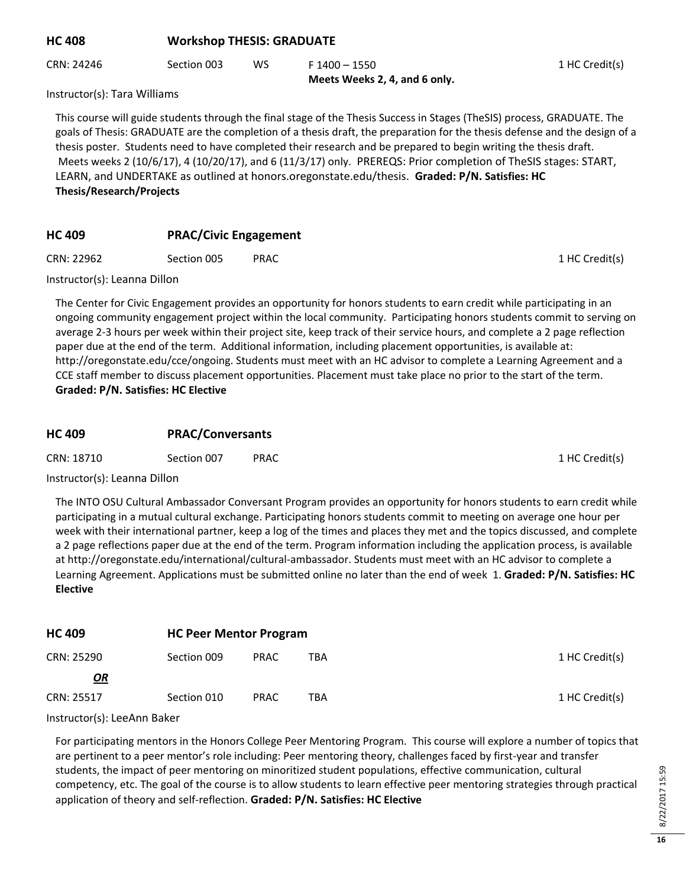## HC 408 Workshop THESIS: GRADUATE

| CRN: 24246 | Section 003 | WS | F 1400 – 1550 **Meets Weeks 2, 4, and 6 only.** | 1 HC Credit(s) |
|---|---|---|---|---|

Instructor(s): Tara Williams

This course will guide students through the final stage of the Thesis Success in Stages (TheSIS) process, GRADUATE. The goals of Thesis: GRADUATE are the completion of a thesis draft, the preparation for the thesis defense and the design of a thesis poster. Students need to have completed their research and be prepared to begin writing the thesis draft. Meets weeks 2 (10/6/17), 4 (10/20/17), and 6 (11/3/17) only. PREREQS: Prior completion of TheSIS stages: START, LEARN, and UNDERTAKE as outlined at honors.oregonstate.edu/thesis. **Graded: P/N. Satisfies: HC Thesis/Research/Projects**

## HC 409 PRAC/Civic Engagement

| CRN: 22962 | Section 005 | PRAC | 1 HC Credit(s) |
|---|---|---|---|

Instructor(s): Leanna Dillon

The Center for Civic Engagement provides an opportunity for honors students to earn credit while participating in an ongoing community engagement project within the local community. Participating honors students commit to serving on average 2-3 hours per week within their project site, keep track of their service hours, and complete a 2 page reflection paper due at the end of the term. Additional information, including placement opportunities, is available at: http://oregonstate.edu/cce/ongoing. Students must meet with an HC advisor to complete a Learning Agreement and a CCE staff member to discuss placement opportunities. Placement must take place no prior to the start of the term. **Graded: P/N. Satisfies: HC Elective**

## HC 409 PRAC/Conversants

| CRN: 18710 | Section 007 | PRAC | 1 HC Credit(s) |
|---|---|---|---|

Instructor(s): Leanna Dillon

The INTO OSU Cultural Ambassador Conversant Program provides an opportunity for honors students to earn credit while participating in a mutual cultural exchange. Participating honors students commit to meeting on average one hour per week with their international partner, keep a log of the times and places they met and the topics discussed, and complete a 2 page reflections paper due at the end of the term. Program information including the application process, is available at http://oregonstate.edu/international/cultural-ambassador. Students must meet with an HC advisor to complete a Learning Agreement. Applications must be submitted online no later than the end of week 1. **Graded: P/N. Satisfies: HC Elective**

## HC 409 HC Peer Mentor Program

| CRN: 25290 | Section 009 | PRAC | TBA | 1 HC Credit(s) |
|---|---|---|---|---|
| ***OR*** | | | | |
| CRN: 25517 | Section 010 | PRAC | TBA | 1 HC Credit(s) |

Instructor(s): LeeAnn Baker

For participating mentors in the Honors College Peer Mentoring Program. This course will explore a number of topics that are pertinent to a peer mentor's role including: Peer mentoring theory, challenges faced by first-year and transfer students, the impact of peer mentoring on minoritized student populations, effective communication, cultural competency, etc. The goal of the course is to allow students to learn effective peer mentoring strategies through practical application of theory and self-reflection. **Graded: P/N. Satisfies: HC Elective**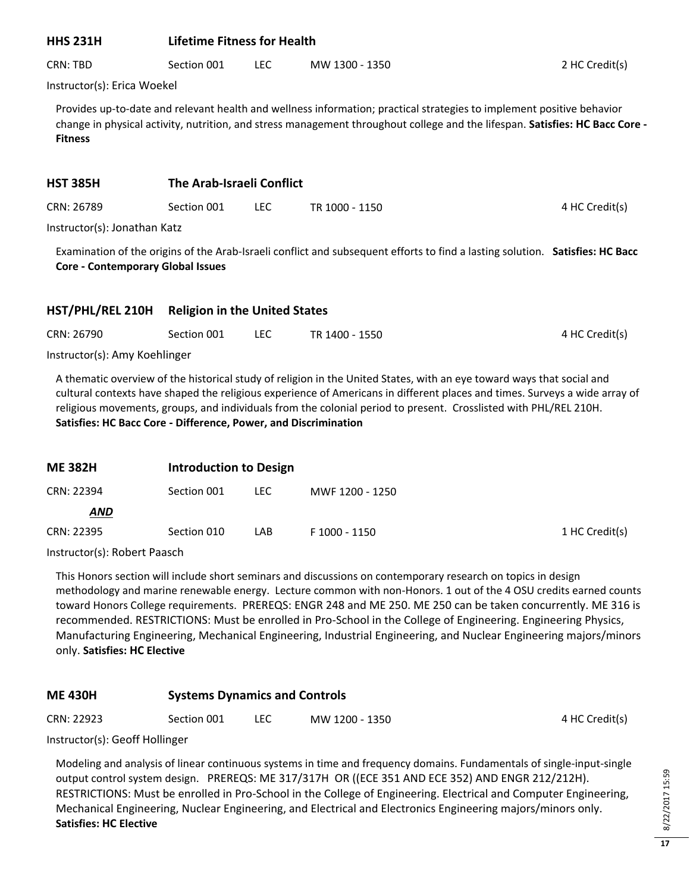### HHS 231H Lifetime Fitness for Health

CRN: TBD | Section 001 | LEC | MW 1300 - 1350 | 2 HC Credit(s)

Instructor(s): Erica Woekel

Provides up-to-date and relevant health and wellness information; practical strategies to implement positive behavior change in physical activity, nutrition, and stress management throughout college and the lifespan. **Satisfies: HC Bacc Core - Fitness**

### HST 385H The Arab-Israeli Conflict

CRN: 26789 | Section 001 | LEC | TR 1000 - 1150 | 4 HC Credit(s)

Instructor(s): Jonathan Katz

Examination of the origins of the Arab-Israeli conflict and subsequent efforts to find a lasting solution. **Satisfies: HC Bacc Core - Contemporary Global Issues**

### HST/PHL/REL 210H Religion in the United States

CRN: 26790 | Section 001 | LEC | TR 1400 - 1550 | 4 HC Credit(s)

Instructor(s): Amy Koehlinger

A thematic overview of the historical study of religion in the United States, with an eye toward ways that social and cultural contexts have shaped the religious experience of Americans in different places and times. Surveys a wide array of religious movements, groups, and individuals from the colonial period to present. Crosslisted with PHL/REL 210H. **Satisfies: HC Bacc Core - Difference, Power, and Discrimination**

### ME 382H Introduction to Design

CRN: 22394 | Section 001 | LEC | MWF 1200 - 1250

***AND***

CRN: 22395 | Section 010 | LAB | F 1000 - 1150 | 1 HC Credit(s)

Instructor(s): Robert Paasch

This Honors section will include short seminars and discussions on contemporary research on topics in design methodology and marine renewable energy. Lecture common with non-Honors. 1 out of the 4 OSU credits earned counts toward Honors College requirements. PREREQS: ENGR 248 and ME 250. ME 250 can be taken concurrently. ME 316 is recommended. RESTRICTIONS: Must be enrolled in Pro-School in the College of Engineering. Engineering Physics, Manufacturing Engineering, Mechanical Engineering, Industrial Engineering, and Nuclear Engineering majors/minors only. **Satisfies: HC Elective**

### ME 430H Systems Dynamics and Controls

CRN: 22923 | Section 001 | LEC | MW 1200 - 1350 | 4 HC Credit(s)

Instructor(s): Geoff Hollinger

Modeling and analysis of linear continuous systems in time and frequency domains. Fundamentals of single-input-single output control system design. PREREQS: ME 317/317H OR ((ECE 351 AND ECE 352) AND ENGR 212/212H). RESTRICTIONS: Must be enrolled in Pro-School in the College of Engineering. Electrical and Computer Engineering, Mechanical Engineering, Nuclear Engineering, and Electrical and Electronics Engineering majors/minors only. **Satisfies: HC Elective**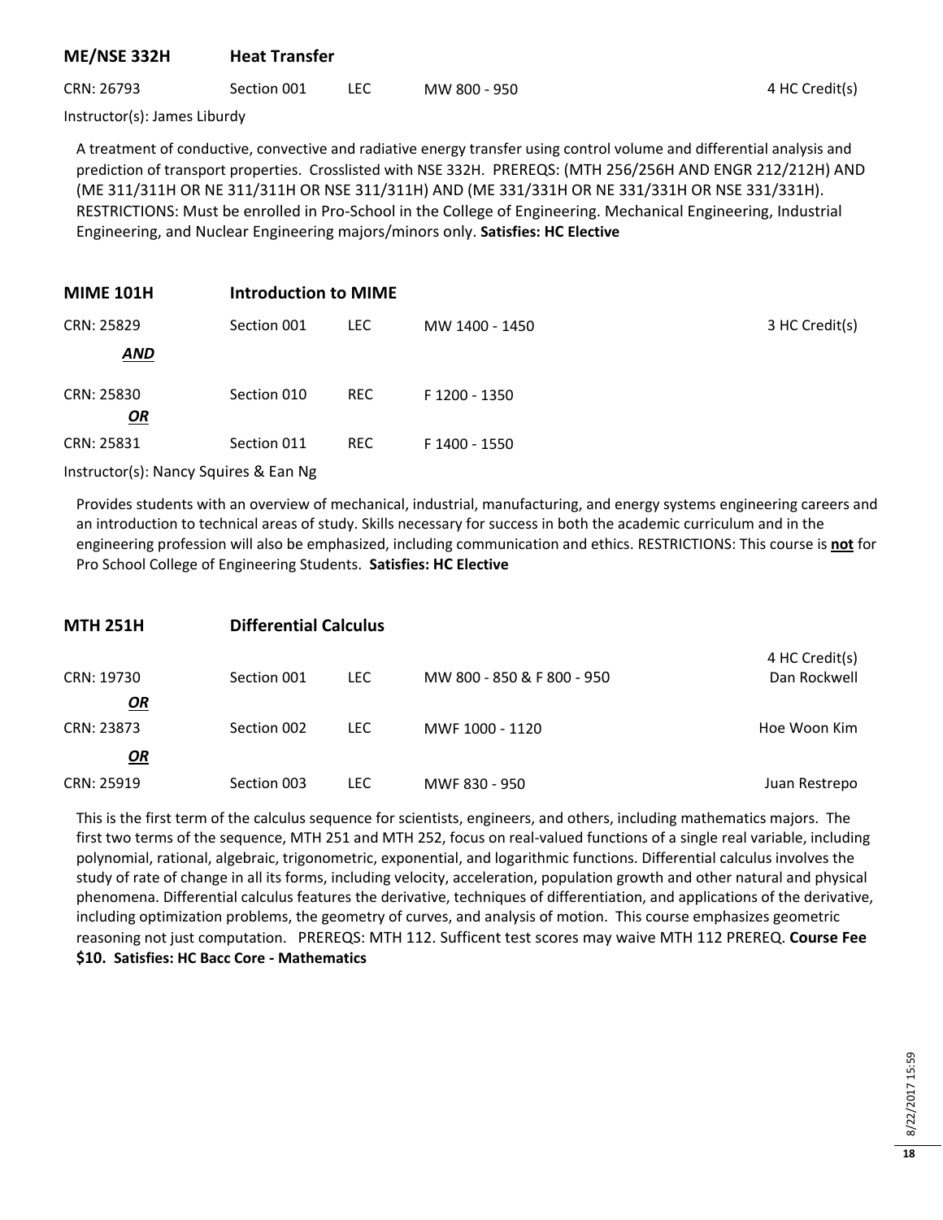## ME/NSE 332H Heat Transfer

| CRN | Section | Type | Time | Credits |
|---|---|---|---|---|
| CRN: 26793 | Section 001 | LEC | MW 800 - 950 | 4 HC Credit(s) |

Instructor(s): James Liburdy

A treatment of conductive, convective and radiative energy transfer using control volume and differential analysis and prediction of transport properties. Crosslisted with NSE 332H. PREREQS: (MTH 256/256H AND ENGR 212/212H) AND (ME 311/311H OR NE 311/311H OR NSE 311/311H) AND (ME 331/331H OR NE 331/331H OR NSE 331/331H). RESTRICTIONS: Must be enrolled in Pro-School in the College of Engineering. Mechanical Engineering, Industrial Engineering, and Nuclear Engineering majors/minors only. **Satisfies: HC Elective**

## MIME 101H Introduction to MIME

| CRN | Section | Type | Time | Credits |
|---|---|---|---|---|
| CRN: 25829 | Section 001 | LEC | MW 1400 - 1450 | 3 HC Credit(s) |
| ***AND*** | | | | |
| CRN: 25830 | Section 010 | REC | F 1200 - 1350 | |
| ***OR*** | | | | |
| CRN: 25831 | Section 011 | REC | F 1400 - 1550 | |

Instructor(s): Nancy Squires & Ean Ng

Provides students with an overview of mechanical, industrial, manufacturing, and energy systems engineering careers and an introduction to technical areas of study. Skills necessary for success in both the academic curriculum and in the engineering profession will also be emphasized, including communication and ethics. RESTRICTIONS: This course is **not** for Pro School College of Engineering Students. **Satisfies: HC Elective**

## MTH 251H Differential Calculus

| CRN | Section | Type | Time | Credits / Instructor |
|---|---|---|---|---|
| CRN: 19730 | Section 001 | LEC | MW 800 - 850 & F 800 - 950 | 4 HC Credit(s) Dan Rockwell |
| ***OR*** | | | | |
| CRN: 23873 | Section 002 | LEC | MWF 1000 - 1120 | Hoe Woon Kim |
| ***OR*** | | | | |
| CRN: 25919 | Section 003 | LEC | MWF 830 - 950 | Juan Restrepo |

This is the first term of the calculus sequence for scientists, engineers, and others, including mathematics majors. The first two terms of the sequence, MTH 251 and MTH 252, focus on real-valued functions of a single real variable, including polynomial, rational, algebraic, trigonometric, exponential, and logarithmic functions. Differential calculus involves the study of rate of change in all its forms, including velocity, acceleration, population growth and other natural and physical phenomena. Differential calculus features the derivative, techniques of differentiation, and applications of the derivative, including optimization problems, the geometry of curves, and analysis of motion. This course emphasizes geometric reasoning not just computation. PREREQS: MTH 112. Sufficent test scores may waive MTH 112 PREREQ. **Course Fee $10. Satisfies: HC Bacc Core - Mathematics**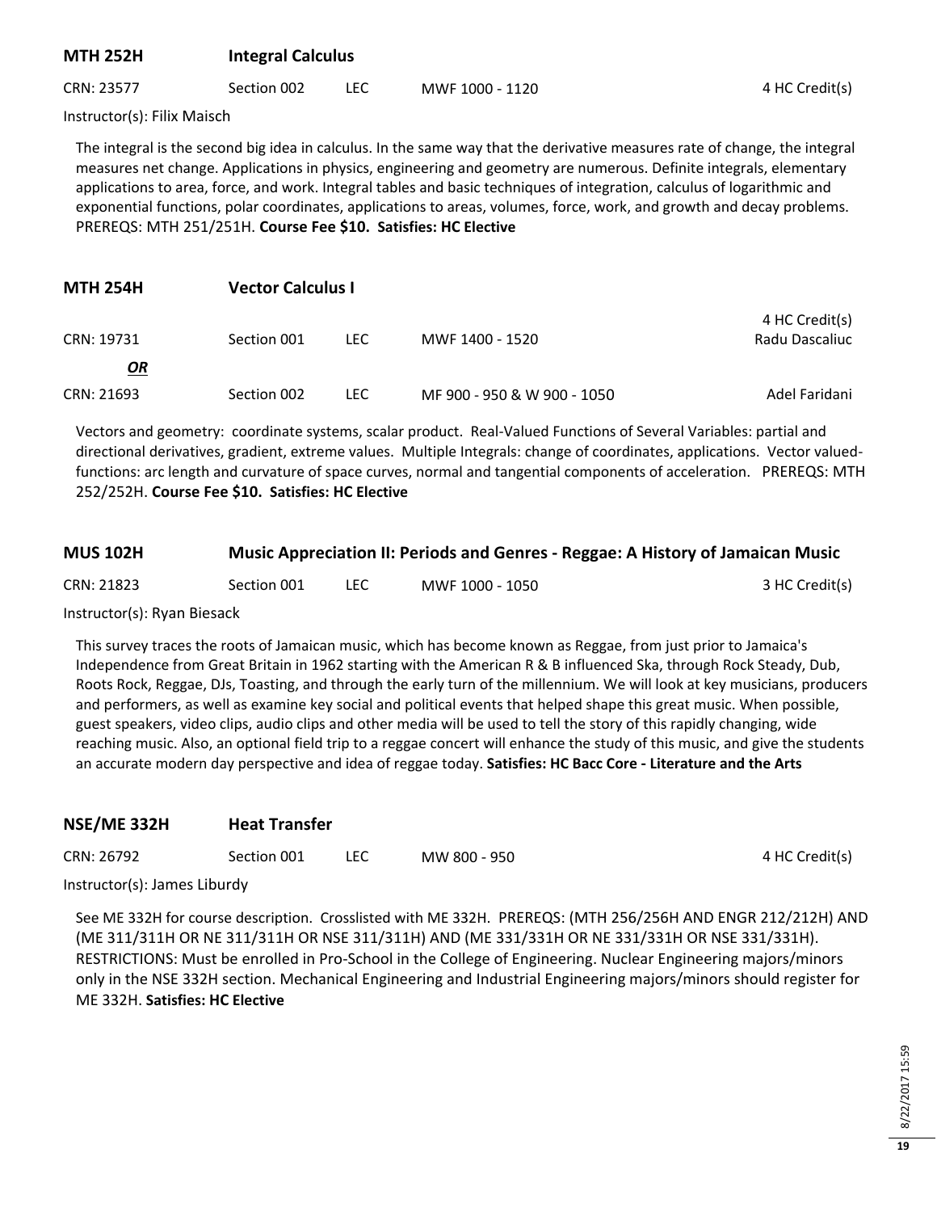## MTH 252H Integral Calculus

| CRN: 23577 | Section 002 | LEC | MWF 1000 - 1120 | 4 HC Credit(s) |
|---|---|---|---|---|

Instructor(s): Filix Maisch

The integral is the second big idea in calculus. In the same way that the derivative measures rate of change, the integral measures net change. Applications in physics, engineering and geometry are numerous. Definite integrals, elementary applications to area, force, and work. Integral tables and basic techniques of integration, calculus of logarithmic and exponential functions, polar coordinates, applications to areas, volumes, force, work, and growth and decay problems. PREREQS: MTH 251/251H. **Course Fee $10. Satisfies: HC Elective**

## MTH 254H Vector Calculus I

| | | | | 4 HC Credit(s) |
|---|---|---|---|---|
| CRN: 19731 | Section 001 | LEC | MWF 1400 - 1520 | Radu Dascaliuc |
| ***OR*** | | | | |
| CRN: 21693 | Section 002 | LEC | MF 900 - 950 & W 900 - 1050 | Adel Faridani |

Vectors and geometry: coordinate systems, scalar product. Real-Valued Functions of Several Variables: partial and directional derivatives, gradient, extreme values. Multiple Integrals: change of coordinates, applications. Vector valued-functions: arc length and curvature of space curves, normal and tangential components of acceleration. PREREQS: MTH 252/252H. **Course Fee $10. Satisfies: HC Elective**

## MUS 102H Music Appreciation II: Periods and Genres - Reggae: A History of Jamaican Music

| CRN: 21823 | Section 001 | LEC | MWF 1000 - 1050 | 3 HC Credit(s) |
|---|---|---|---|---|

Instructor(s): Ryan Biesack

This survey traces the roots of Jamaican music, which has become known as Reggae, from just prior to Jamaica's Independence from Great Britain in 1962 starting with the American R & B influenced Ska, through Rock Steady, Dub, Roots Rock, Reggae, DJs, Toasting, and through the early turn of the millennium. We will look at key musicians, producers and performers, as well as examine key social and political events that helped shape this great music. When possible, guest speakers, video clips, audio clips and other media will be used to tell the story of this rapidly changing, wide reaching music. Also, an optional field trip to a reggae concert will enhance the study of this music, and give the students an accurate modern day perspective and idea of reggae today. **Satisfies: HC Bacc Core - Literature and the Arts**

## NSE/ME 332H Heat Transfer

| CRN: 26792 | Section 001 | LEC | MW 800 - 950 | 4 HC Credit(s) |
|---|---|---|---|---|

Instructor(s): James Liburdy

See ME 332H for course description. Crosslisted with ME 332H. PREREQS: (MTH 256/256H AND ENGR 212/212H) AND (ME 311/311H OR NE 311/311H OR NSE 311/311H) AND (ME 331/331H OR NE 331/331H OR NSE 331/331H). RESTRICTIONS: Must be enrolled in Pro-School in the College of Engineering. Nuclear Engineering majors/minors only in the NSE 332H section. Mechanical Engineering and Industrial Engineering majors/minors should register for ME 332H. **Satisfies: HC Elective**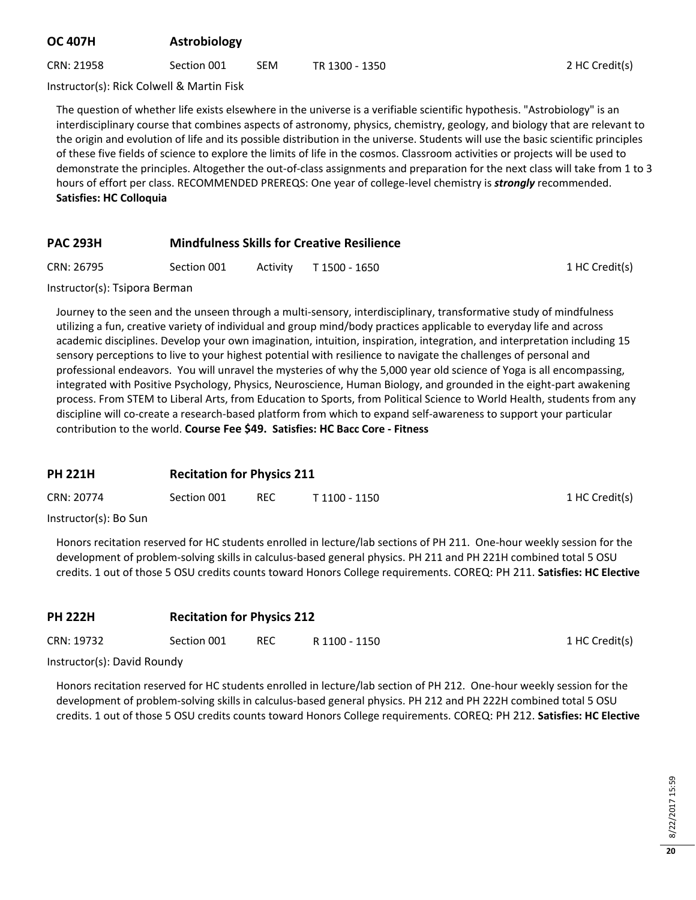## OC 407H Astrobiology

CRN: 21958 | Section 001 | SEM | TR 1300 - 1350 | 2 HC Credit(s)

Instructor(s): Rick Colwell & Martin Fisk

The question of whether life exists elsewhere in the universe is a verifiable scientific hypothesis. "Astrobiology" is an interdisciplinary course that combines aspects of astronomy, physics, chemistry, geology, and biology that are relevant to the origin and evolution of life and its possible distribution in the universe. Students will use the basic scientific principles of these five fields of science to explore the limits of life in the cosmos. Classroom activities or projects will be used to demonstrate the principles. Altogether the out-of-class assignments and preparation for the next class will take from 1 to 3 hours of effort per class. RECOMMENDED PREREQS: One year of college-level chemistry is ***strongly*** recommended.
**Satisfies: HC Colloquia**

## PAC 293H Mindfulness Skills for Creative Resilience

CRN: 26795 | Section 001 | Activity | T 1500 - 1650 | 1 HC Credit(s)

Instructor(s): Tsipora Berman

Journey to the seen and the unseen through a multi-sensory, interdisciplinary, transformative study of mindfulness utilizing a fun, creative variety of individual and group mind/body practices applicable to everyday life and across academic disciplines. Develop your own imagination, intuition, inspiration, integration, and interpretation including 15 sensory perceptions to live to your highest potential with resilience to navigate the challenges of personal and professional endeavors. You will unravel the mysteries of why the 5,000 year old science of Yoga is all encompassing, integrated with Positive Psychology, Physics, Neuroscience, Human Biology, and grounded in the eight-part awakening process. From STEM to Liberal Arts, from Education to Sports, from Political Science to World Health, students from any discipline will co-create a research-based platform from which to expand self-awareness to support your particular contribution to the world. **Course Fee $49. Satisfies: HC Bacc Core - Fitness**

## PH 221H Recitation for Physics 211

CRN: 20774 | Section 001 | REC | T 1100 - 1150 | 1 HC Credit(s)

Instructor(s): Bo Sun

Honors recitation reserved for HC students enrolled in lecture/lab sections of PH 211. One-hour weekly session for the development of problem-solving skills in calculus-based general physics. PH 211 and PH 221H combined total 5 OSU credits. 1 out of those 5 OSU credits counts toward Honors College requirements. COREQ: PH 211. **Satisfies: HC Elective**

## PH 222H Recitation for Physics 212

CRN: 19732 | Section 001 | REC | R 1100 - 1150 | 1 HC Credit(s)

Instructor(s): David Roundy

Honors recitation reserved for HC students enrolled in lecture/lab section of PH 212. One-hour weekly session for the development of problem-solving skills in calculus-based general physics. PH 212 and PH 222H combined total 5 OSU credits. 1 out of those 5 OSU credits counts toward Honors College requirements. COREQ: PH 212. **Satisfies: HC Elective**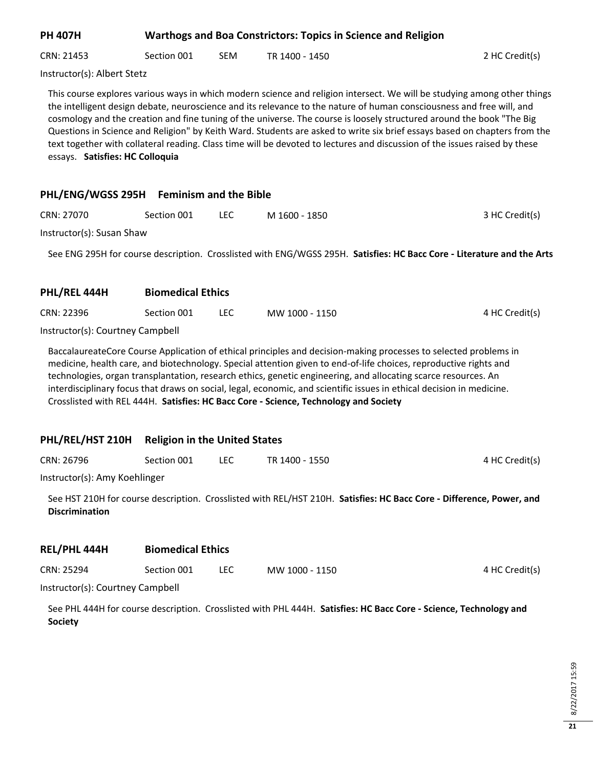## PH 407H Warthogs and Boa Constrictors: Topics in Science and Religion

CRN: 21453 | Section 001 | SEM | TR 1400 - 1450 | 2 HC Credit(s)

Instructor(s): Albert Stetz

This course explores various ways in which modern science and religion intersect. We will be studying among other things the intelligent design debate, neuroscience and its relevance to the nature of human consciousness and free will, and cosmology and the creation and fine tuning of the universe. The course is loosely structured around the book "The Big Questions in Science and Religion" by Keith Ward. Students are asked to write six brief essays based on chapters from the text together with collateral reading. Class time will be devoted to lectures and discussion of the issues raised by these essays. **Satisfies: HC Colloquia**

## PHL/ENG/WGSS 295H Feminism and the Bible

CRN: 27070 | Section 001 | LEC | M 1600 - 1850 | 3 HC Credit(s)

Instructor(s): Susan Shaw

See ENG 295H for course description. Crosslisted with ENG/WGSS 295H. **Satisfies: HC Bacc Core - Literature and the Arts**

## PHL/REL 444H Biomedical Ethics

CRN: 22396 | Section 001 | LEC | MW 1000 - 1150 | 4 HC Credit(s)

Instructor(s): Courtney Campbell

BaccalaureateCore Course Application of ethical principles and decision-making processes to selected problems in medicine, health care, and biotechnology. Special attention given to end-of-life choices, reproductive rights and technologies, organ transplantation, research ethics, genetic engineering, and allocating scarce resources. An interdisciplinary focus that draws on social, legal, economic, and scientific issues in ethical decision in medicine. Crosslisted with REL 444H. **Satisfies: HC Bacc Core - Science, Technology and Society**

## PHL/REL/HST 210H Religion in the United States

CRN: 26796 | Section 001 | LEC | TR 1400 - 1550 | 4 HC Credit(s)

Instructor(s): Amy Koehlinger

See HST 210H for course description. Crosslisted with REL/HST 210H. **Satisfies: HC Bacc Core - Difference, Power, and Discrimination**

## REL/PHL 444H Biomedical Ethics

CRN: 25294 | Section 001 | LEC | MW 1000 - 1150 | 4 HC Credit(s)

Instructor(s): Courtney Campbell

See PHL 444H for course description. Crosslisted with PHL 444H. **Satisfies: HC Bacc Core - Science, Technology and Society**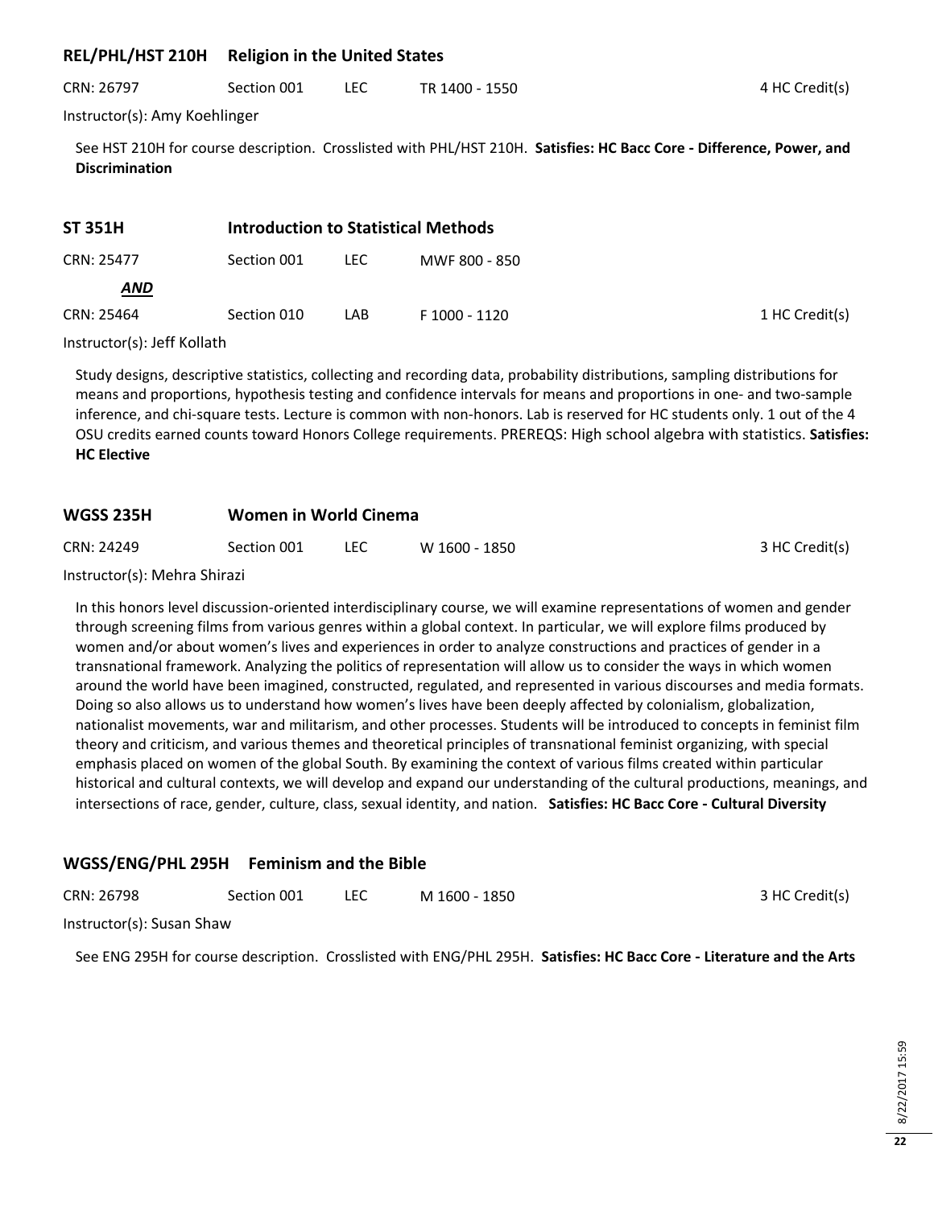## REL/PHL/HST 210H Religion in the United States

CRN: 26797 Section 001 LEC TR 1400 - 1550 4 HC Credit(s)

Instructor(s): Amy Koehlinger

See HST 210H for course description. Crosslisted with PHL/HST 210H. **Satisfies: HC Bacc Core - Difference, Power, and Discrimination**

## ST 351H Introduction to Statistical Methods

CRN: 25477 Section 001 LEC MWF 800 - 850

***AND***

CRN: 25464 Section 010 LAB F 1000 - 1120 1 HC Credit(s)

Instructor(s): Jeff Kollath

Study designs, descriptive statistics, collecting and recording data, probability distributions, sampling distributions for means and proportions, hypothesis testing and confidence intervals for means and proportions in one- and two-sample inference, and chi-square tests. Lecture is common with non-honors. Lab is reserved for HC students only. 1 out of the 4 OSU credits earned counts toward Honors College requirements. PREREQS: High school algebra with statistics. **Satisfies: HC Elective**

## WGSS 235H Women in World Cinema

CRN: 24249 Section 001 LEC W 1600 - 1850 3 HC Credit(s)

Instructor(s): Mehra Shirazi

In this honors level discussion-oriented interdisciplinary course, we will examine representations of women and gender through screening films from various genres within a global context. In particular, we will explore films produced by women and/or about women's lives and experiences in order to analyze constructions and practices of gender in a transnational framework. Analyzing the politics of representation will allow us to consider the ways in which women around the world have been imagined, constructed, regulated, and represented in various discourses and media formats. Doing so also allows us to understand how women's lives have been deeply affected by colonialism, globalization, nationalist movements, war and militarism, and other processes. Students will be introduced to concepts in feminist film theory and criticism, and various themes and theoretical principles of transnational feminist organizing, with special emphasis placed on women of the global South. By examining the context of various films created within particular historical and cultural contexts, we will develop and expand our understanding of the cultural productions, meanings, and intersections of race, gender, culture, class, sexual identity, and nation. **Satisfies: HC Bacc Core - Cultural Diversity**

## WGSS/ENG/PHL 295H Feminism and the Bible

CRN: 26798 Section 001 LEC M 1600 - 1850 3 HC Credit(s)

Instructor(s): Susan Shaw

See ENG 295H for course description. Crosslisted with ENG/PHL 295H. **Satisfies: HC Bacc Core - Literature and the Arts**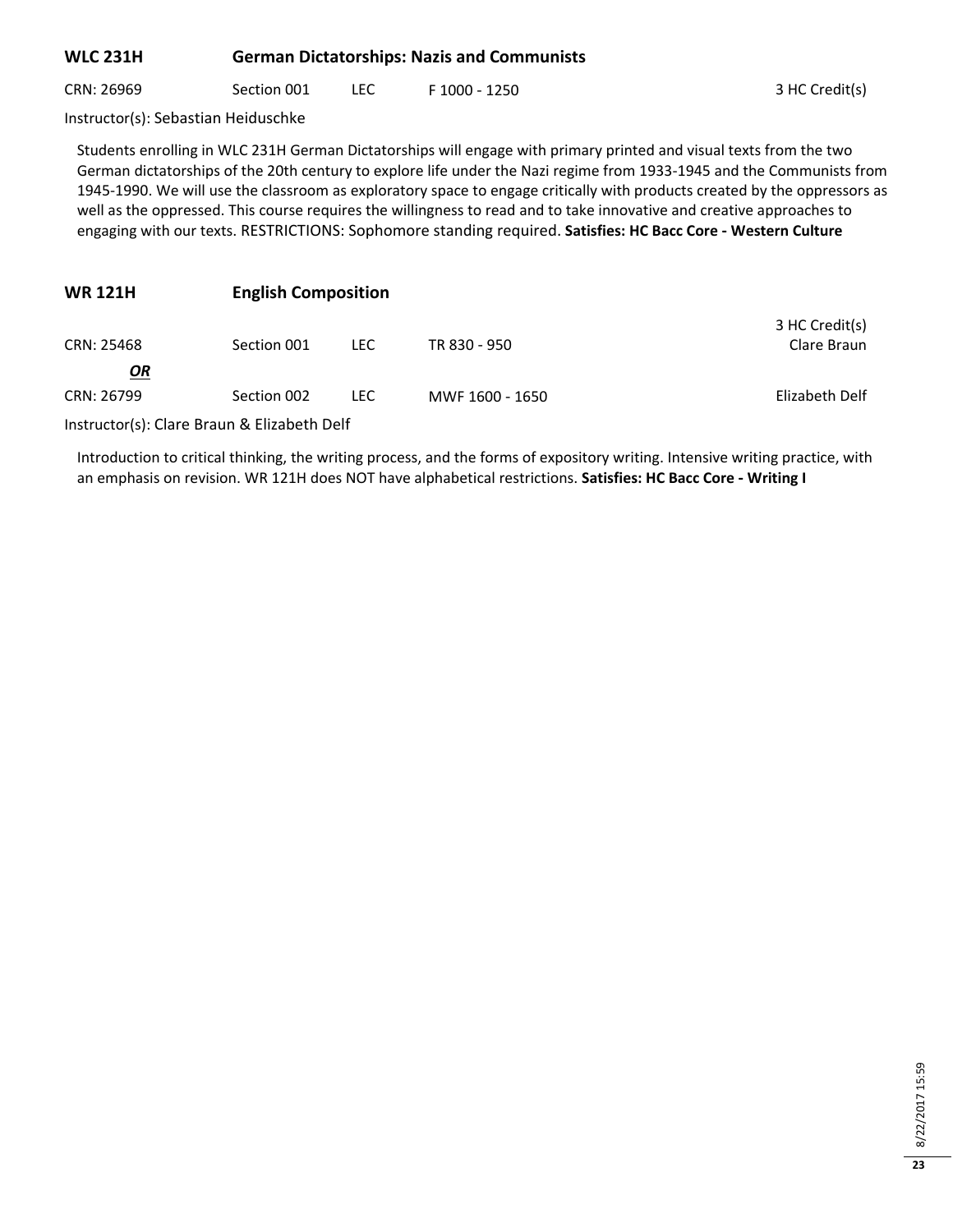## WLC 231H German Dictatorships: Nazis and Communists

| | | | | |
|---|---|---|---|---|
| CRN: 26969 | Section 001 | LEC | F 1000 - 1250 | 3 HC Credit(s) |

Instructor(s): Sebastian Heiduschke

Students enrolling in WLC 231H German Dictatorships will engage with primary printed and visual texts from the two German dictatorships of the 20th century to explore life under the Nazi regime from 1933-1945 and the Communists from 1945-1990. We will use the classroom as exploratory space to engage critically with products created by the oppressors as well as the oppressed. This course requires the willingness to read and to take innovative and creative approaches to engaging with our texts. RESTRICTIONS: Sophomore standing required. **Satisfies: HC Bacc Core - Western Culture**

## WR 121H English Composition

| | | | | |
|---|---|---|---|---|
| | | | | 3 HC Credit(s) |
| CRN: 25468 | Section 001 | LEC | TR 830 - 950 | Clare Braun |
| ***OR*** | | | | |
| CRN: 26799 | Section 002 | LEC | MWF 1600 - 1650 | Elizabeth Delf |

Instructor(s): Clare Braun & Elizabeth Delf

Introduction to critical thinking, the writing process, and the forms of expository writing. Intensive writing practice, with an emphasis on revision. WR 121H does NOT have alphabetical restrictions. **Satisfies: HC Bacc Core - Writing I**